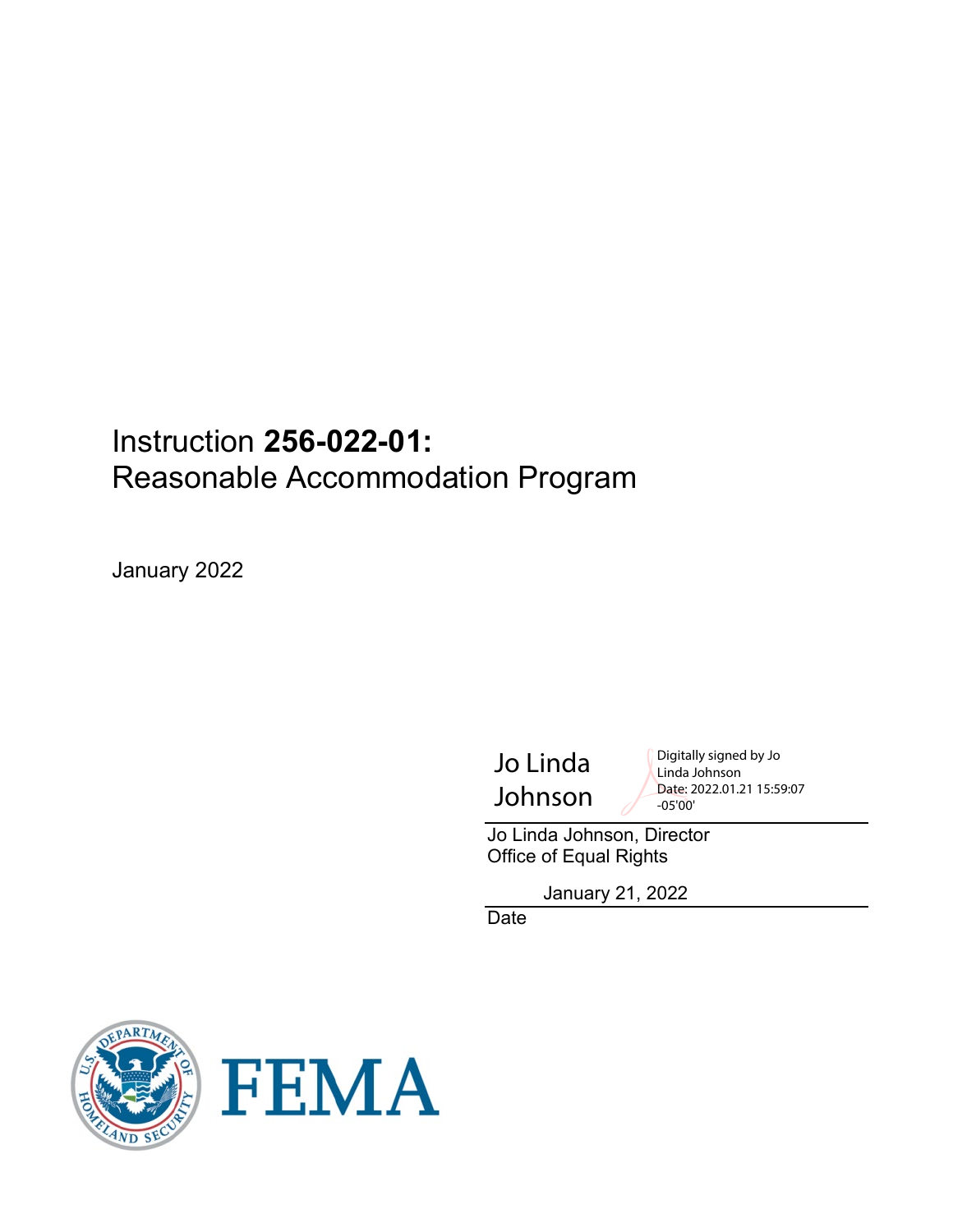# Instruction **256-022-01:** Reasonable Accommodation Program

January 2022

Jo Linda Johnson

Digitally signed by Jo Linda Johnson
Date: 2022.01.21 15:59:07 -05'00'

Jo Linda Johnson, Director
Office of Equal Rights

January 21, 2022

Date

FEMA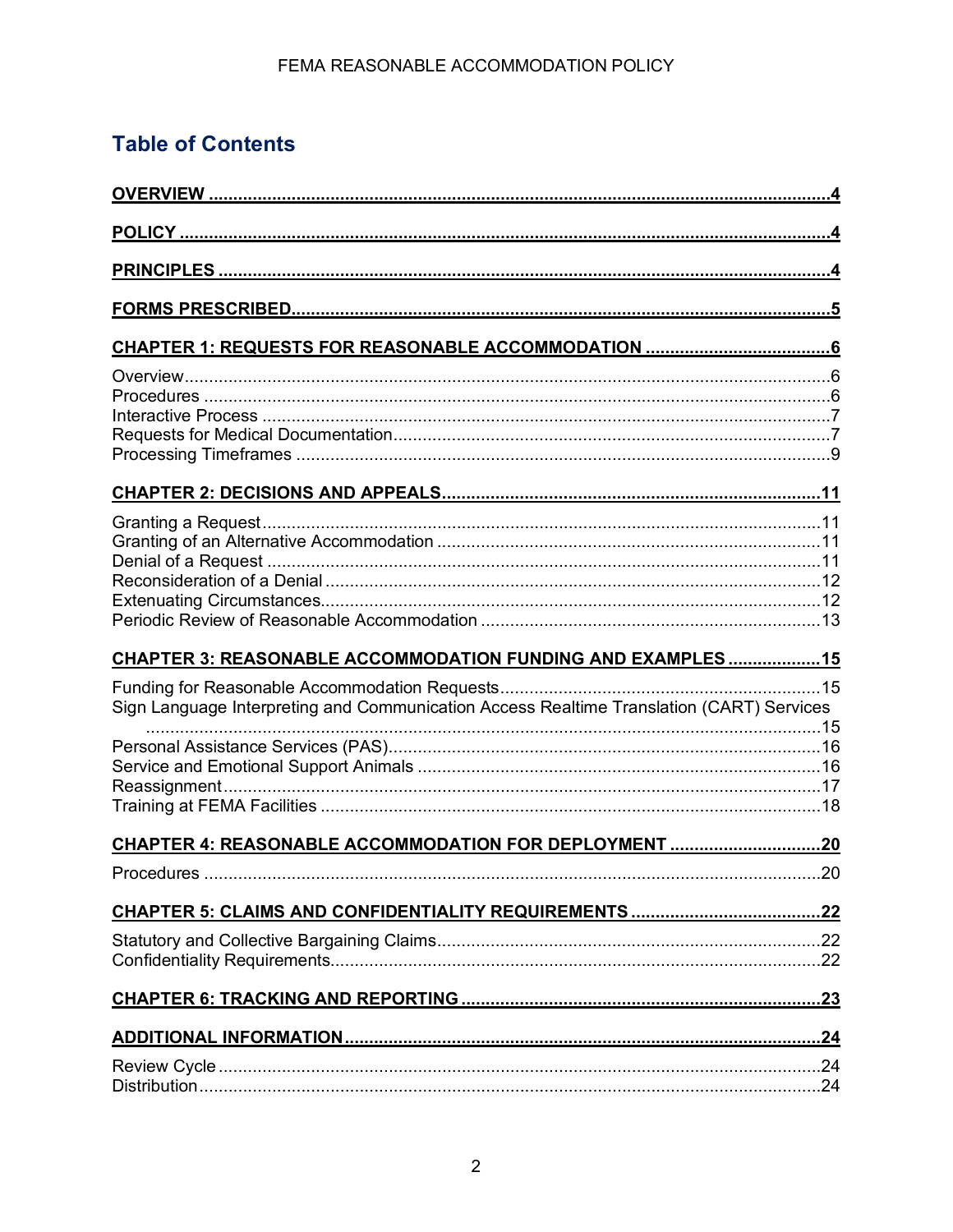## Table of Contents

**OVERVIEW** ..... 4

**POLICY** ..... 4

**PRINCIPLES** ..... 4

**FORMS PRESCRIBED** ..... 5

**CHAPTER 1: REQUESTS FOR REASONABLE ACCOMMODATION** ..... 6

- Overview ..... 6
- Procedures ..... 6
- Interactive Process ..... 7
- Requests for Medical Documentation ..... 7
- Processing Timeframes ..... 9

**CHAPTER 2: DECISIONS AND APPEALS** ..... 11

- Granting a Request ..... 11
- Granting of an Alternative Accommodation ..... 11
- Denial of a Request ..... 11
- Reconsideration of a Denial ..... 12
- Extenuating Circumstances ..... 12
- Periodic Review of Reasonable Accommodation ..... 13

**CHAPTER 3: REASONABLE ACCOMMODATION FUNDING AND EXAMPLES** ..... 15

- Funding for Reasonable Accommodation Requests ..... 15
- Sign Language Interpreting and Communication Access Realtime Translation (CART) Services ..... 15
- Personal Assistance Services (PAS) ..... 16
- Service and Emotional Support Animals ..... 16
- Reassignment ..... 17
- Training at FEMA Facilities ..... 18

**CHAPTER 4: REASONABLE ACCOMMODATION FOR DEPLOYMENT** ..... 20

- Procedures ..... 20

**CHAPTER 5: CLAIMS AND CONFIDENTIALITY REQUIREMENTS** ..... 22

- Statutory and Collective Bargaining Claims ..... 22
- Confidentiality Requirements ..... 22

**CHAPTER 6: TRACKING AND REPORTING** ..... 23

**ADDITIONAL INFORMATION** ..... 24

- Review Cycle ..... 24
- Distribution ..... 24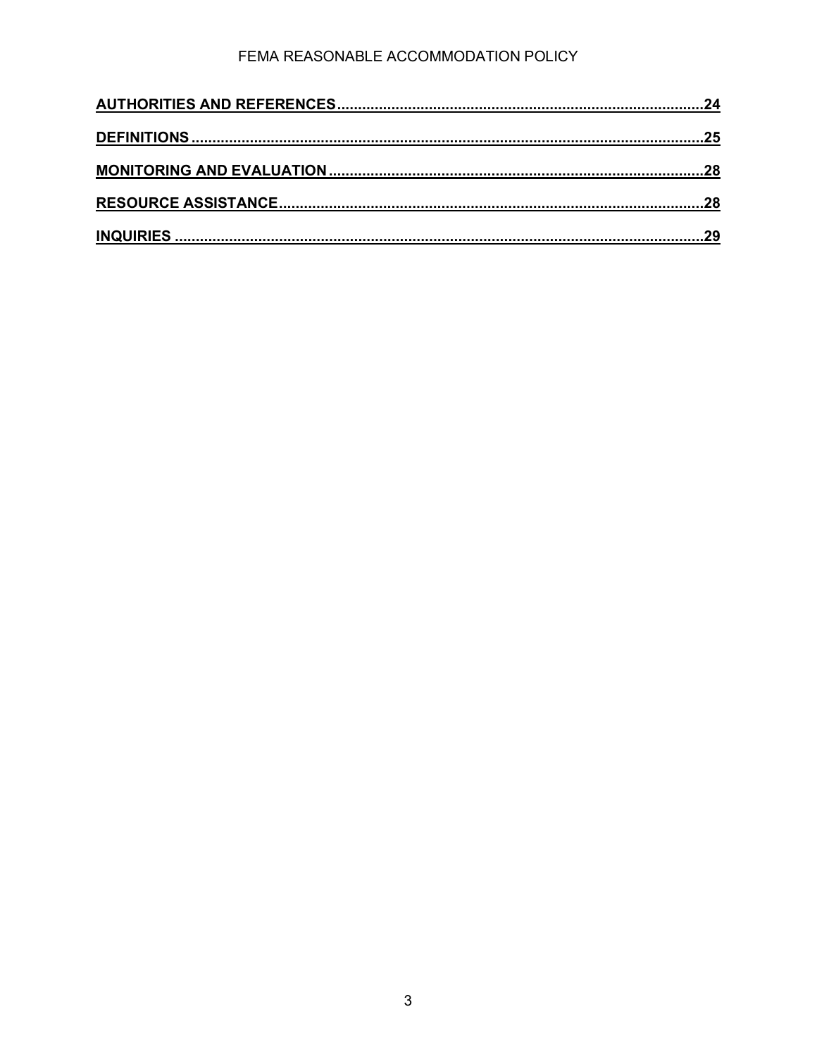**AUTHORITIES AND REFERENCES** .......... 24

**DEFINITIONS** .......... 25

**MONITORING AND EVALUATION** .......... 28

**RESOURCE ASSISTANCE** .......... 28

**INQUIRIES** .......... 29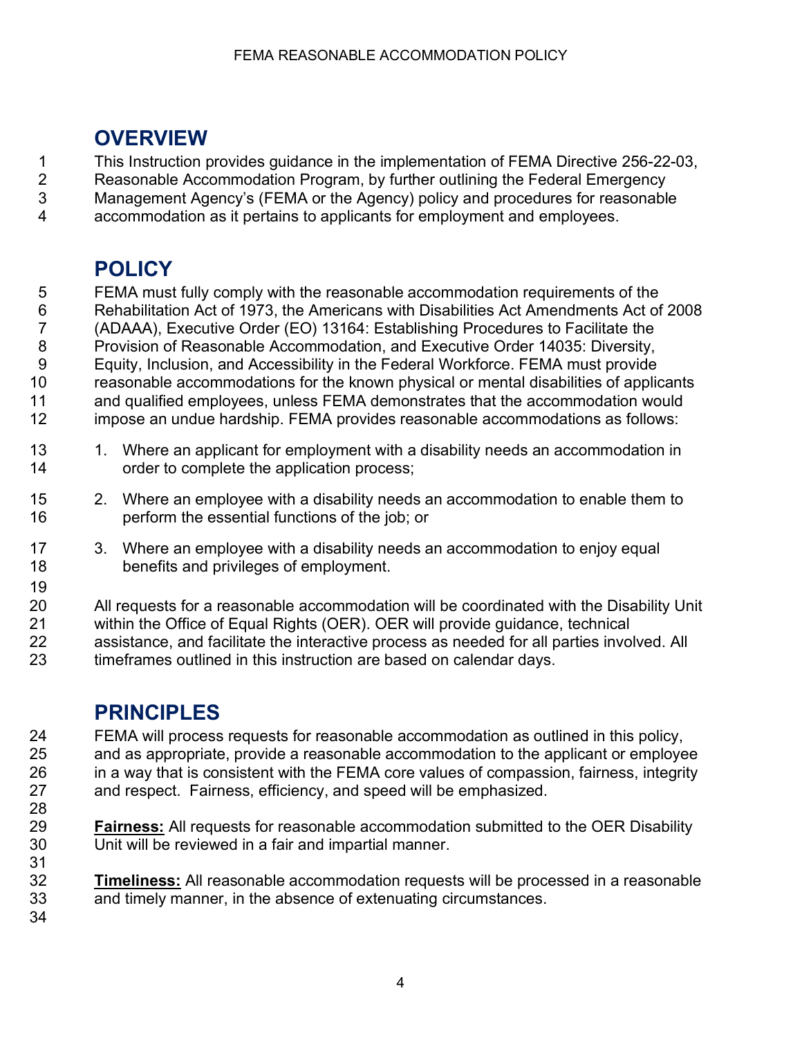## OVERVIEW

This Instruction provides guidance in the implementation of FEMA Directive 256-22-03, Reasonable Accommodation Program, by further outlining the Federal Emergency Management Agency's (FEMA or the Agency) policy and procedures for reasonable accommodation as it pertains to applicants for employment and employees.

## POLICY

FEMA must fully comply with the reasonable accommodation requirements of the Rehabilitation Act of 1973, the Americans with Disabilities Act Amendments Act of 2008 (ADAAA), Executive Order (EO) 13164: Establishing Procedures to Facilitate the Provision of Reasonable Accommodation, and Executive Order 14035: Diversity, Equity, Inclusion, and Accessibility in the Federal Workforce. FEMA must provide reasonable accommodations for the known physical or mental disabilities of applicants and qualified employees, unless FEMA demonstrates that the accommodation would impose an undue hardship. FEMA provides reasonable accommodations as follows:

1. Where an applicant for employment with a disability needs an accommodation in order to complete the application process;
2. Where an employee with a disability needs an accommodation to enable them to perform the essential functions of the job; or
3. Where an employee with a disability needs an accommodation to enjoy equal benefits and privileges of employment.

All requests for a reasonable accommodation will be coordinated with the Disability Unit within the Office of Equal Rights (OER). OER will provide guidance, technical assistance, and facilitate the interactive process as needed for all parties involved. All timeframes outlined in this instruction are based on calendar days.

## PRINCIPLES

FEMA will process requests for reasonable accommodation as outlined in this policy, and as appropriate, provide a reasonable accommodation to the applicant or employee in a way that is consistent with the FEMA core values of compassion, fairness, integrity and respect. Fairness, efficiency, and speed will be emphasized.

**Fairness:** All requests for reasonable accommodation submitted to the OER Disability Unit will be reviewed in a fair and impartial manner.

**Timeliness:** All reasonable accommodation requests will be processed in a reasonable and timely manner, in the absence of extenuating circumstances.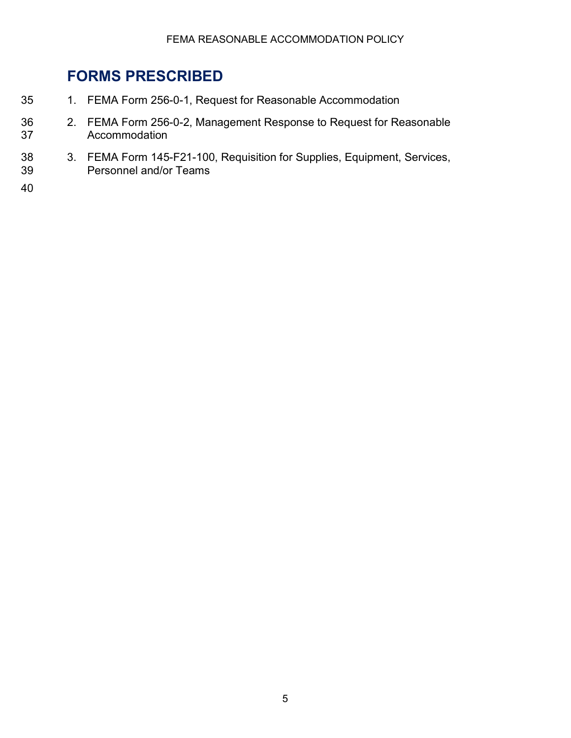# FORMS PRESCRIBED

1. FEMA Form 256-0-1, Request for Reasonable Accommodation
2. FEMA Form 256-0-2, Management Response to Request for Reasonable Accommodation
3. FEMA Form 145-F21-100, Requisition for Supplies, Equipment, Services, Personnel and/or Teams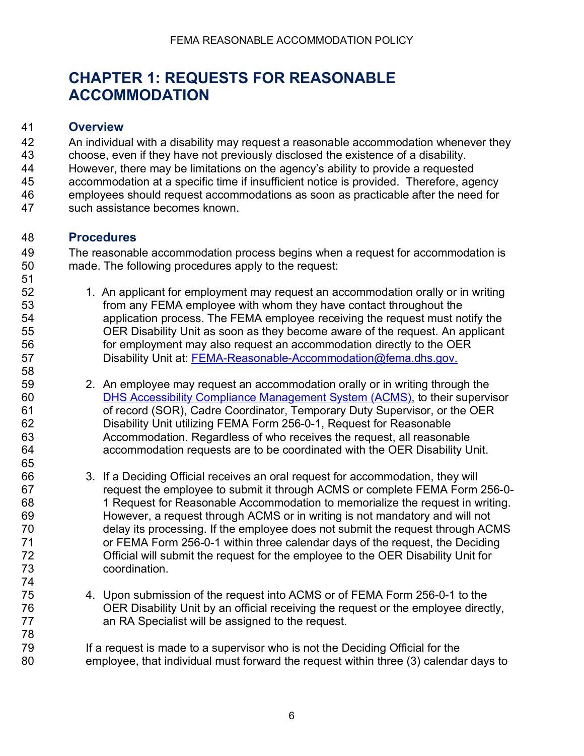# CHAPTER 1: REQUESTS FOR REASONABLE ACCOMMODATION

## Overview

An individual with a disability may request a reasonable accommodation whenever they choose, even if they have not previously disclosed the existence of a disability. However, there may be limitations on the agency's ability to provide a requested accommodation at a specific time if insufficient notice is provided. Therefore, agency employees should request accommodations as soon as practicable after the need for such assistance becomes known.

## Procedures

The reasonable accommodation process begins when a request for accommodation is made. The following procedures apply to the request:

1. An applicant for employment may request an accommodation orally or in writing from any FEMA employee with whom they have contact throughout the application process. The FEMA employee receiving the request must notify the OER Disability Unit as soon as they become aware of the request. An applicant for employment may also request an accommodation directly to the OER Disability Unit at: FEMA-Reasonable-Accommodation@fema.dhs.gov.

2. An employee may request an accommodation orally or in writing through the DHS Accessibility Compliance Management System (ACMS), to their supervisor of record (SOR), Cadre Coordinator, Temporary Duty Supervisor, or the OER Disability Unit utilizing FEMA Form 256-0-1, Request for Reasonable Accommodation. Regardless of who receives the request, all reasonable accommodation requests are to be coordinated with the OER Disability Unit.

3. If a Deciding Official receives an oral request for accommodation, they will request the employee to submit it through ACMS or complete FEMA Form 256-0-1 Request for Reasonable Accommodation to memorialize the request in writing. However, a request through ACMS or in writing is not mandatory and will not delay its processing. If the employee does not submit the request through ACMS or FEMA Form 256-0-1 within three calendar days of the request, the Deciding Official will submit the request for the employee to the OER Disability Unit for coordination.

4. Upon submission of the request into ACMS or of FEMA Form 256-0-1 to the OER Disability Unit by an official receiving the request or the employee directly, an RA Specialist will be assigned to the request.

If a request is made to a supervisor who is not the Deciding Official for the employee, that individual must forward the request within three (3) calendar days to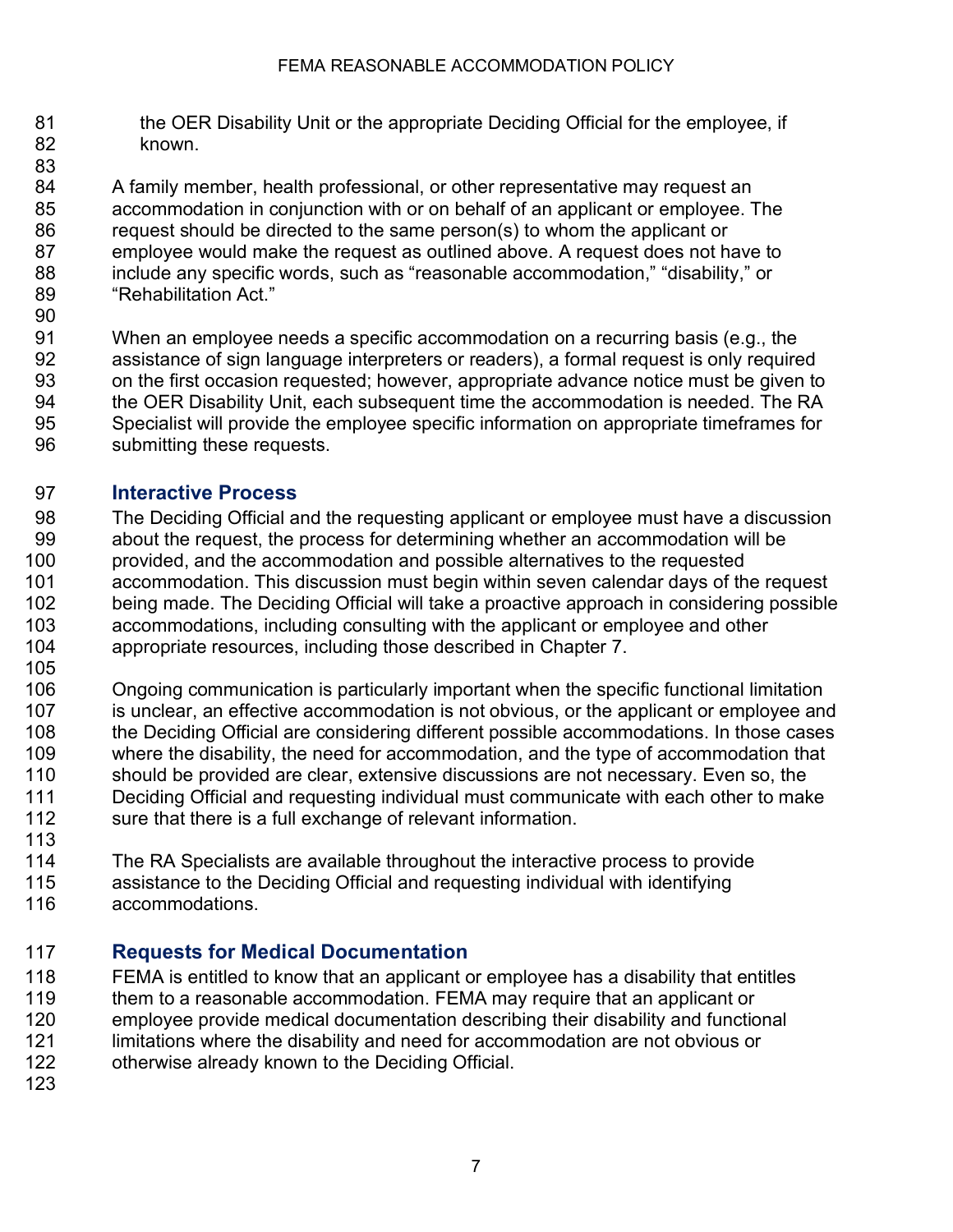the OER Disability Unit or the appropriate Deciding Official for the employee, if known.

A family member, health professional, or other representative may request an accommodation in conjunction with or on behalf of an applicant or employee. The request should be directed to the same person(s) to whom the applicant or employee would make the request as outlined above. A request does not have to include any specific words, such as "reasonable accommodation," "disability," or "Rehabilitation Act."

When an employee needs a specific accommodation on a recurring basis (e.g., the assistance of sign language interpreters or readers), a formal request is only required on the first occasion requested; however, appropriate advance notice must be given to the OER Disability Unit, each subsequent time the accommodation is needed. The RA Specialist will provide the employee specific information on appropriate timeframes for submitting these requests.

## Interactive Process

The Deciding Official and the requesting applicant or employee must have a discussion about the request, the process for determining whether an accommodation will be provided, and the accommodation and possible alternatives to the requested accommodation. This discussion must begin within seven calendar days of the request being made. The Deciding Official will take a proactive approach in considering possible accommodations, including consulting with the applicant or employee and other appropriate resources, including those described in Chapter 7.

Ongoing communication is particularly important when the specific functional limitation is unclear, an effective accommodation is not obvious, or the applicant or employee and the Deciding Official are considering different possible accommodations. In those cases where the disability, the need for accommodation, and the type of accommodation that should be provided are clear, extensive discussions are not necessary. Even so, the Deciding Official and requesting individual must communicate with each other to make sure that there is a full exchange of relevant information.

The RA Specialists are available throughout the interactive process to provide assistance to the Deciding Official and requesting individual with identifying accommodations.

## Requests for Medical Documentation

FEMA is entitled to know that an applicant or employee has a disability that entitles them to a reasonable accommodation. FEMA may require that an applicant or employee provide medical documentation describing their disability and functional limitations where the disability and need for accommodation are not obvious or otherwise already known to the Deciding Official.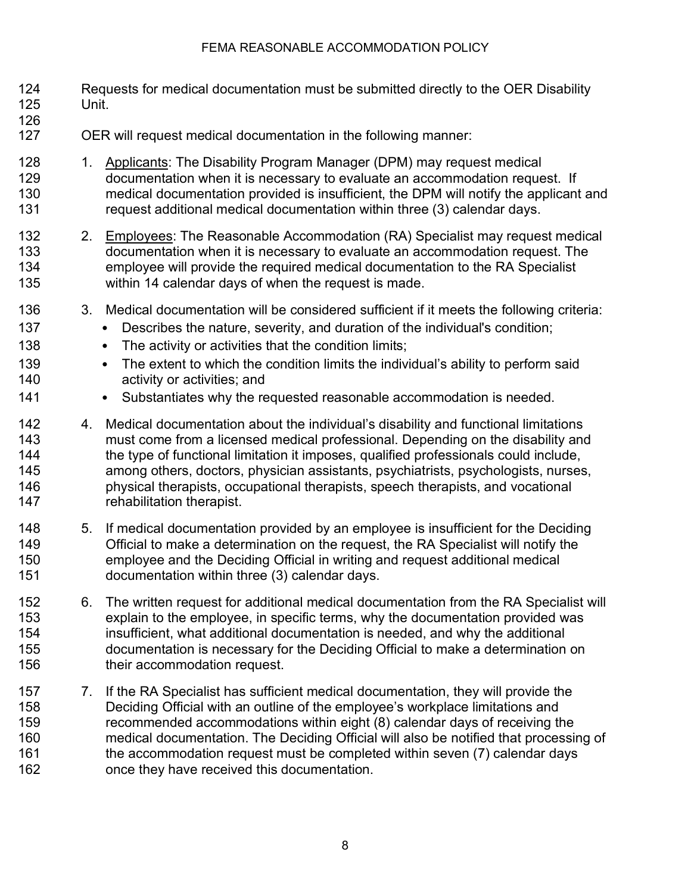Requests for medical documentation must be submitted directly to the OER Disability Unit.

OER will request medical documentation in the following manner:

1. Applicants: The Disability Program Manager (DPM) may request medical documentation when it is necessary to evaluate an accommodation request. If medical documentation provided is insufficient, the DPM will notify the applicant and request additional medical documentation within three (3) calendar days.

2. Employees: The Reasonable Accommodation (RA) Specialist may request medical documentation when it is necessary to evaluate an accommodation request. The employee will provide the required medical documentation to the RA Specialist within 14 calendar days of when the request is made.

3. Medical documentation will be considered sufficient if it meets the following criteria:
   - Describes the nature, severity, and duration of the individual's condition;
   - The activity or activities that the condition limits;
   - The extent to which the condition limits the individual's ability to perform said activity or activities; and
   - Substantiates why the requested reasonable accommodation is needed.

4. Medical documentation about the individual's disability and functional limitations must come from a licensed medical professional. Depending on the disability and the type of functional limitation it imposes, qualified professionals could include, among others, doctors, physician assistants, psychiatrists, psychologists, nurses, physical therapists, occupational therapists, speech therapists, and vocational rehabilitation therapist.

5. If medical documentation provided by an employee is insufficient for the Deciding Official to make a determination on the request, the RA Specialist will notify the employee and the Deciding Official in writing and request additional medical documentation within three (3) calendar days.

6. The written request for additional medical documentation from the RA Specialist will explain to the employee, in specific terms, why the documentation provided was insufficient, what additional documentation is needed, and why the additional documentation is necessary for the Deciding Official to make a determination on their accommodation request.

7. If the RA Specialist has sufficient medical documentation, they will provide the Deciding Official with an outline of the employee's workplace limitations and recommended accommodations within eight (8) calendar days of receiving the medical documentation. The Deciding Official will also be notified that processing of the accommodation request must be completed within seven (7) calendar days once they have received this documentation.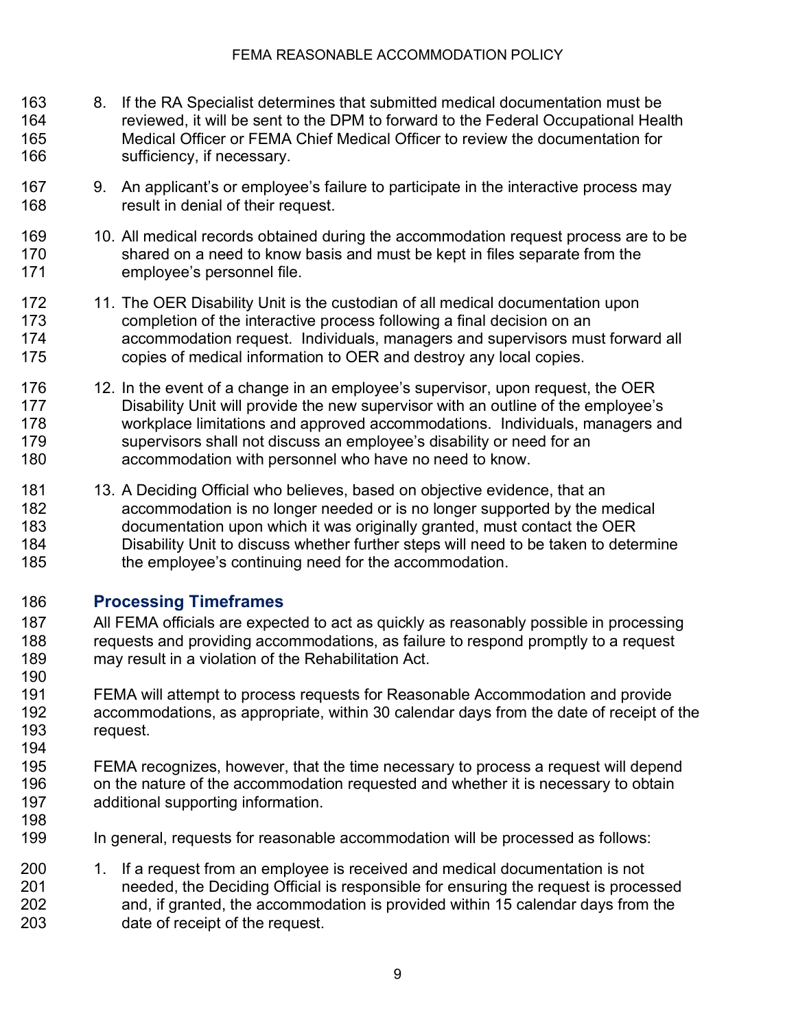8. If the RA Specialist determines that submitted medical documentation must be reviewed, it will be sent to the DPM to forward to the Federal Occupational Health Medical Officer or FEMA Chief Medical Officer to review the documentation for sufficiency, if necessary.

9. An applicant's or employee's failure to participate in the interactive process may result in denial of their request.

10. All medical records obtained during the accommodation request process are to be shared on a need to know basis and must be kept in files separate from the employee's personnel file.

11. The OER Disability Unit is the custodian of all medical documentation upon completion of the interactive process following a final decision on an accommodation request. Individuals, managers and supervisors must forward all copies of medical information to OER and destroy any local copies.

12. In the event of a change in an employee's supervisor, upon request, the OER Disability Unit will provide the new supervisor with an outline of the employee's workplace limitations and approved accommodations. Individuals, managers and supervisors shall not discuss an employee's disability or need for an accommodation with personnel who have no need to know.

13. A Deciding Official who believes, based on objective evidence, that an accommodation is no longer needed or is no longer supported by the medical documentation upon which it was originally granted, must contact the OER Disability Unit to discuss whether further steps will need to be taken to determine the employee's continuing need for the accommodation.

## Processing Timeframes

All FEMA officials are expected to act as quickly as reasonably possible in processing requests and providing accommodations, as failure to respond promptly to a request may result in a violation of the Rehabilitation Act.

FEMA will attempt to process requests for Reasonable Accommodation and provide accommodations, as appropriate, within 30 calendar days from the date of receipt of the request.

FEMA recognizes, however, that the time necessary to process a request will depend on the nature of the accommodation requested and whether it is necessary to obtain additional supporting information.

In general, requests for reasonable accommodation will be processed as follows:

1. If a request from an employee is received and medical documentation is not needed, the Deciding Official is responsible for ensuring the request is processed and, if granted, the accommodation is provided within 15 calendar days from the date of receipt of the request.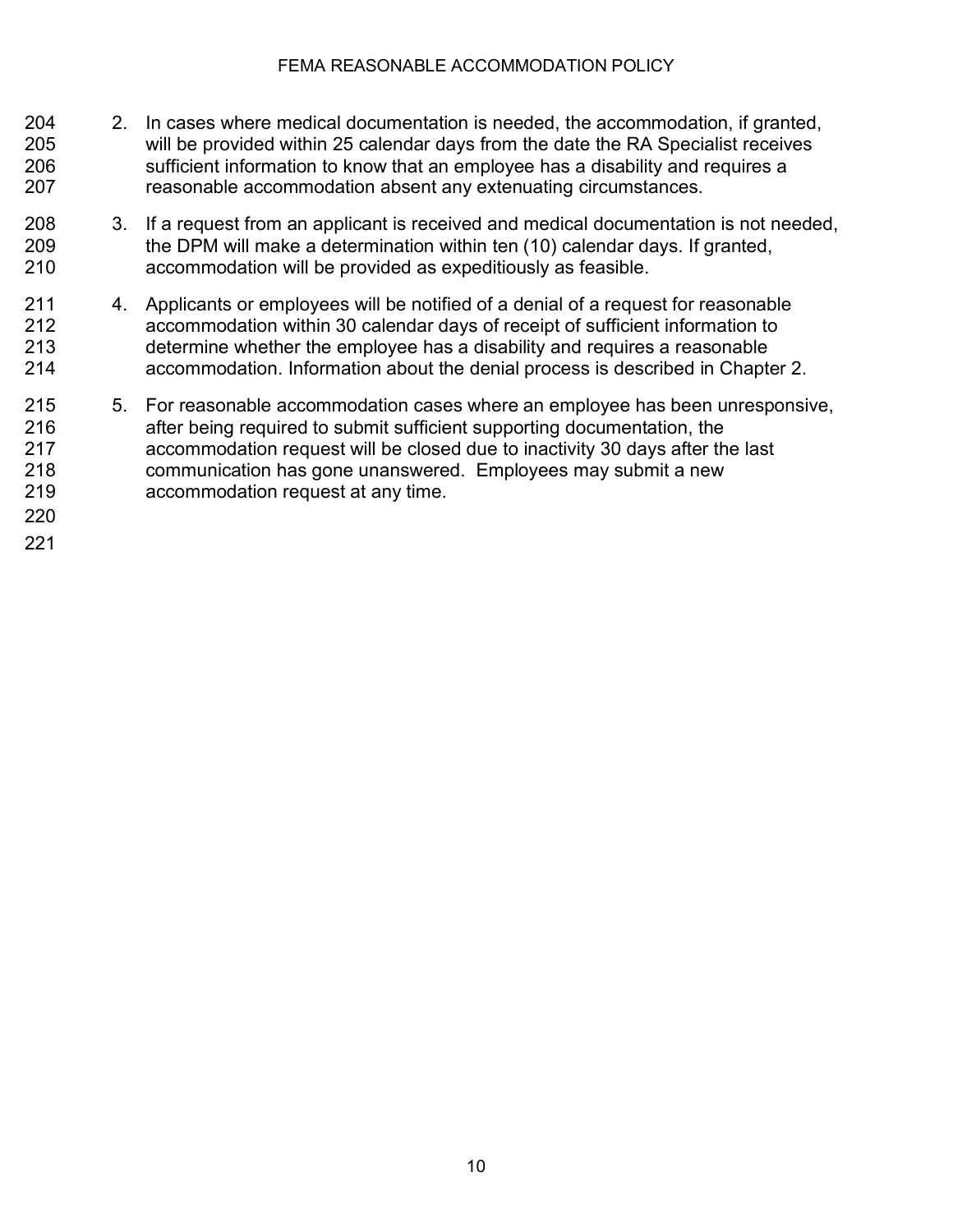2. In cases where medical documentation is needed, the accommodation, if granted, will be provided within 25 calendar days from the date the RA Specialist receives sufficient information to know that an employee has a disability and requires a reasonable accommodation absent any extenuating circumstances.

3. If a request from an applicant is received and medical documentation is not needed, the DPM will make a determination within ten (10) calendar days. If granted, accommodation will be provided as expeditiously as feasible.

4. Applicants or employees will be notified of a denial of a request for reasonable accommodation within 30 calendar days of receipt of sufficient information to determine whether the employee has a disability and requires a reasonable accommodation. Information about the denial process is described in Chapter 2.

5. For reasonable accommodation cases where an employee has been unresponsive, after being required to submit sufficient supporting documentation, the accommodation request will be closed due to inactivity 30 days after the last communication has gone unanswered. Employees may submit a new accommodation request at any time.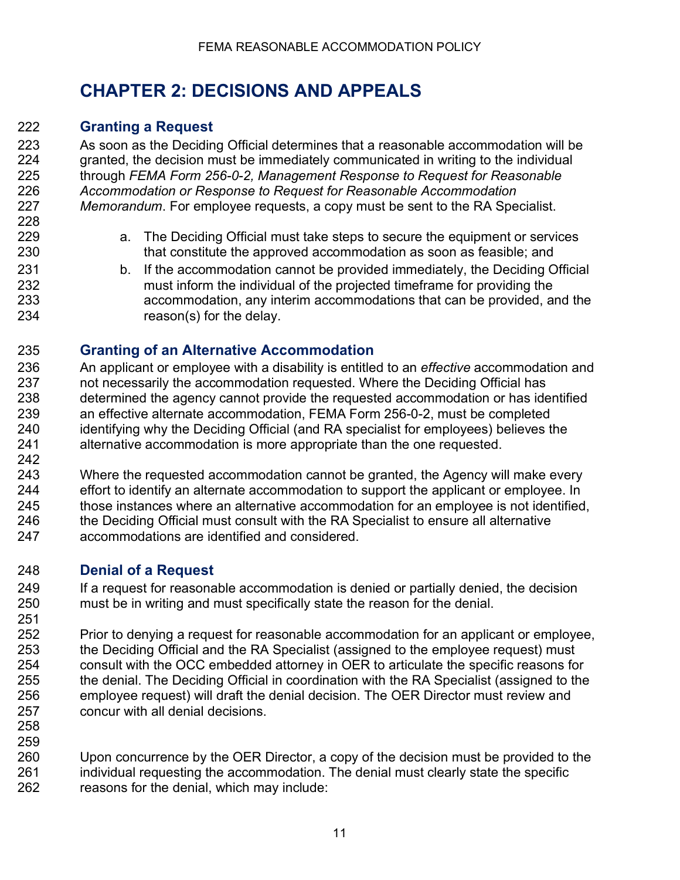# CHAPTER 2: DECISIONS AND APPEALS

## Granting a Request

As soon as the Deciding Official determines that a reasonable accommodation will be granted, the decision must be immediately communicated in writing to the individual through *FEMA Form 256-0-2, Management Response to Request for Reasonable Accommodation or Response to Request for Reasonable Accommodation Memorandum*. For employee requests, a copy must be sent to the RA Specialist.

a. The Deciding Official must take steps to secure the equipment or services that constitute the approved accommodation as soon as feasible; and

b. If the accommodation cannot be provided immediately, the Deciding Official must inform the individual of the projected timeframe for providing the accommodation, any interim accommodations that can be provided, and the reason(s) for the delay.

## Granting of an Alternative Accommodation

An applicant or employee with a disability is entitled to an *effective* accommodation and not necessarily the accommodation requested. Where the Deciding Official has determined the agency cannot provide the requested accommodation or has identified an effective alternate accommodation, FEMA Form 256-0-2, must be completed identifying why the Deciding Official (and RA specialist for employees) believes the alternative accommodation is more appropriate than the one requested.

Where the requested accommodation cannot be granted, the Agency will make every effort to identify an alternate accommodation to support the applicant or employee. In those instances where an alternative accommodation for an employee is not identified, the Deciding Official must consult with the RA Specialist to ensure all alternative accommodations are identified and considered.

## Denial of a Request

If a request for reasonable accommodation is denied or partially denied, the decision must be in writing and must specifically state the reason for the denial.

Prior to denying a request for reasonable accommodation for an applicant or employee, the Deciding Official and the RA Specialist (assigned to the employee request) must consult with the OCC embedded attorney in OER to articulate the specific reasons for the denial. The Deciding Official in coordination with the RA Specialist (assigned to the employee request) will draft the denial decision. The OER Director must review and concur with all denial decisions.

Upon concurrence by the OER Director, a copy of the decision must be provided to the individual requesting the accommodation. The denial must clearly state the specific reasons for the denial, which may include: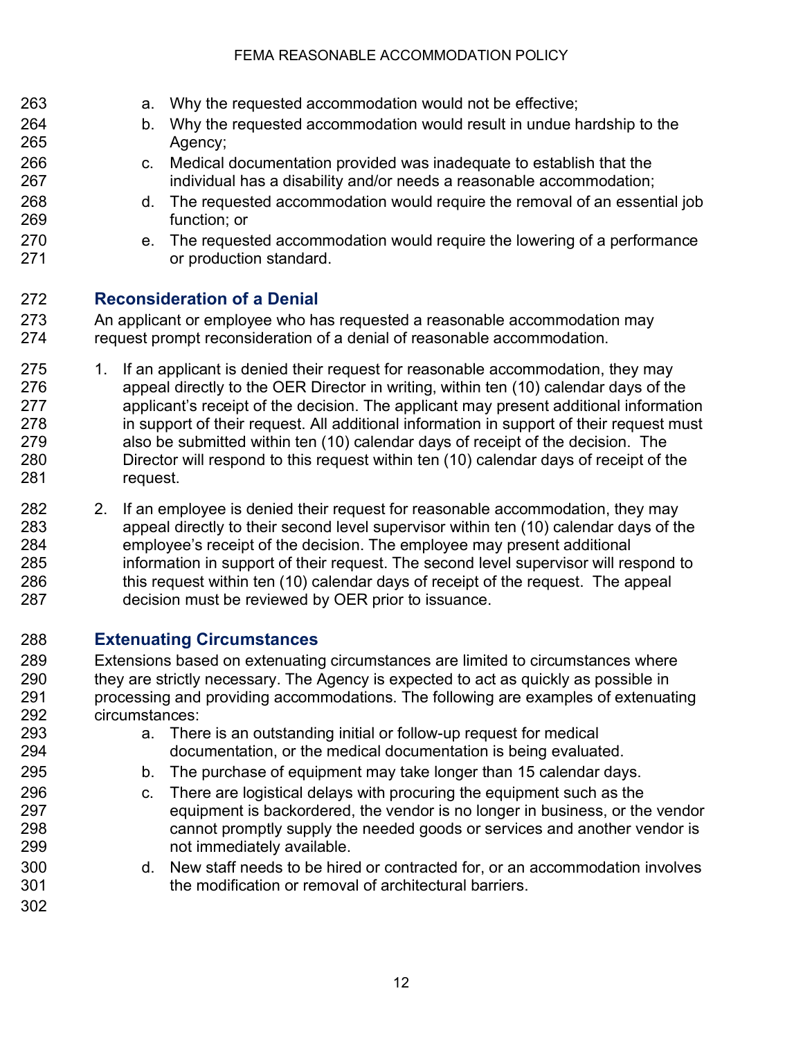a. Why the requested accommodation would not be effective;
b. Why the requested accommodation would result in undue hardship to the Agency;
c. Medical documentation provided was inadequate to establish that the individual has a disability and/or needs a reasonable accommodation;
d. The requested accommodation would require the removal of an essential job function; or
e. The requested accommodation would require the lowering of a performance or production standard.

## Reconsideration of a Denial

An applicant or employee who has requested a reasonable accommodation may request prompt reconsideration of a denial of reasonable accommodation.

1. If an applicant is denied their request for reasonable accommodation, they may appeal directly to the OER Director in writing, within ten (10) calendar days of the applicant's receipt of the decision. The applicant may present additional information in support of their request. All additional information in support of their request must also be submitted within ten (10) calendar days of receipt of the decision. The Director will respond to this request within ten (10) calendar days of receipt of the request.

2. If an employee is denied their request for reasonable accommodation, they may appeal directly to their second level supervisor within ten (10) calendar days of the employee's receipt of the decision. The employee may present additional information in support of their request. The second level supervisor will respond to this request within ten (10) calendar days of receipt of the request. The appeal decision must be reviewed by OER prior to issuance.

## Extenuating Circumstances

Extensions based on extenuating circumstances are limited to circumstances where they are strictly necessary. The Agency is expected to act as quickly as possible in processing and providing accommodations. The following are examples of extenuating circumstances:

a. There is an outstanding initial or follow-up request for medical documentation, or the medical documentation is being evaluated.
b. The purchase of equipment may take longer than 15 calendar days.
c. There are logistical delays with procuring the equipment such as the equipment is backordered, the vendor is no longer in business, or the vendor cannot promptly supply the needed goods or services and another vendor is not immediately available.
d. New staff needs to be hired or contracted for, or an accommodation involves the modification or removal of architectural barriers.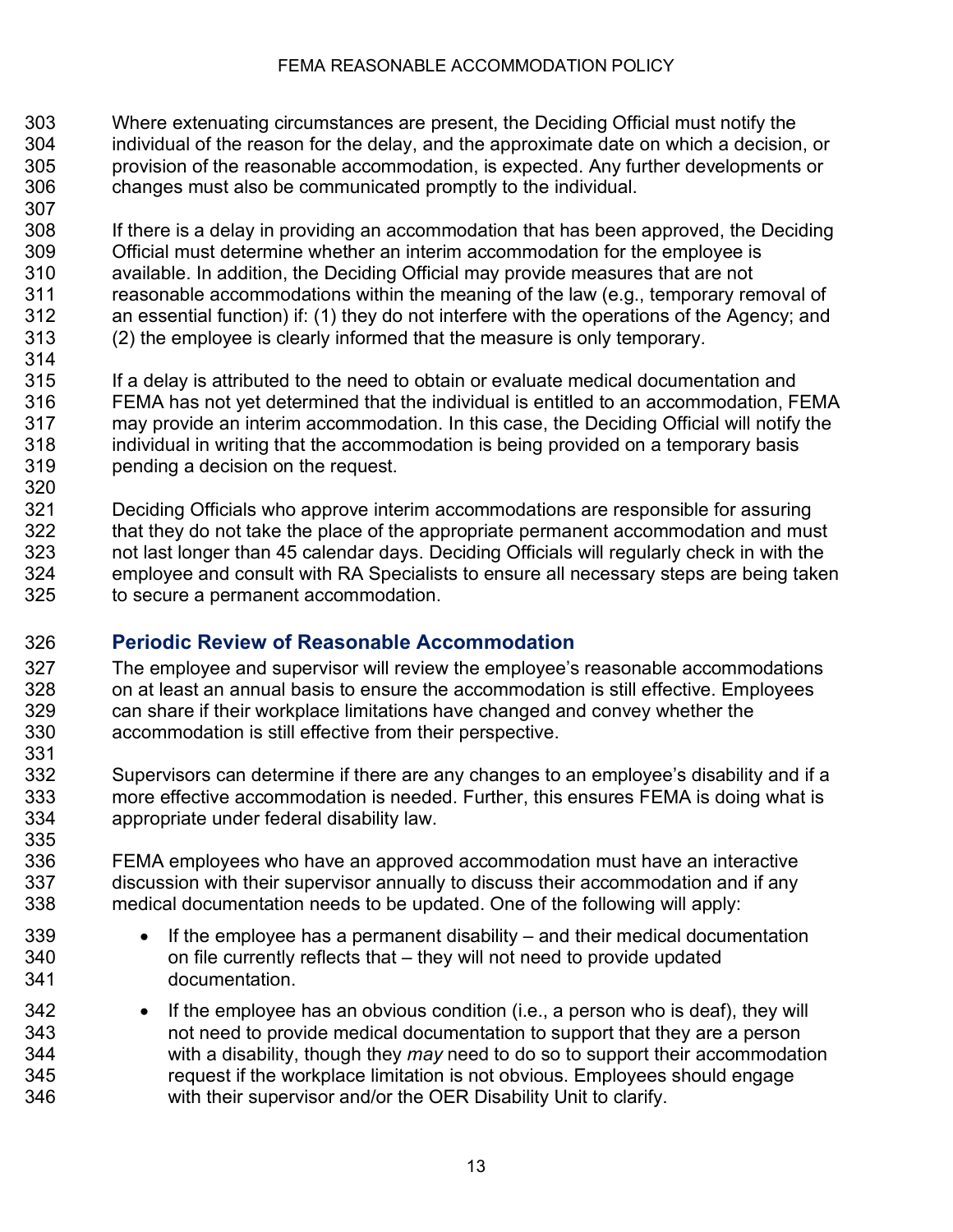Where extenuating circumstances are present, the Deciding Official must notify the individual of the reason for the delay, and the approximate date on which a decision, or provision of the reasonable accommodation, is expected. Any further developments or changes must also be communicated promptly to the individual.

If there is a delay in providing an accommodation that has been approved, the Deciding Official must determine whether an interim accommodation for the employee is available. In addition, the Deciding Official may provide measures that are not reasonable accommodations within the meaning of the law (e.g., temporary removal of an essential function) if: (1) they do not interfere with the operations of the Agency; and (2) the employee is clearly informed that the measure is only temporary.

If a delay is attributed to the need to obtain or evaluate medical documentation and FEMA has not yet determined that the individual is entitled to an accommodation, FEMA may provide an interim accommodation. In this case, the Deciding Official will notify the individual in writing that the accommodation is being provided on a temporary basis pending a decision on the request.

Deciding Officials who approve interim accommodations are responsible for assuring that they do not take the place of the appropriate permanent accommodation and must not last longer than 45 calendar days. Deciding Officials will regularly check in with the employee and consult with RA Specialists to ensure all necessary steps are being taken to secure a permanent accommodation.

## Periodic Review of Reasonable Accommodation

The employee and supervisor will review the employee's reasonable accommodations on at least an annual basis to ensure the accommodation is still effective. Employees can share if their workplace limitations have changed and convey whether the accommodation is still effective from their perspective.

Supervisors can determine if there are any changes to an employee's disability and if a more effective accommodation is needed. Further, this ensures FEMA is doing what is appropriate under federal disability law.

FEMA employees who have an approved accommodation must have an interactive discussion with their supervisor annually to discuss their accommodation and if any medical documentation needs to be updated. One of the following will apply:

- If the employee has a permanent disability – and their medical documentation on file currently reflects that – they will not need to provide updated documentation.
- If the employee has an obvious condition (i.e., a person who is deaf), they will not need to provide medical documentation to support that they are a person with a disability, though they *may* need to do so to support their accommodation request if the workplace limitation is not obvious. Employees should engage with their supervisor and/or the OER Disability Unit to clarify.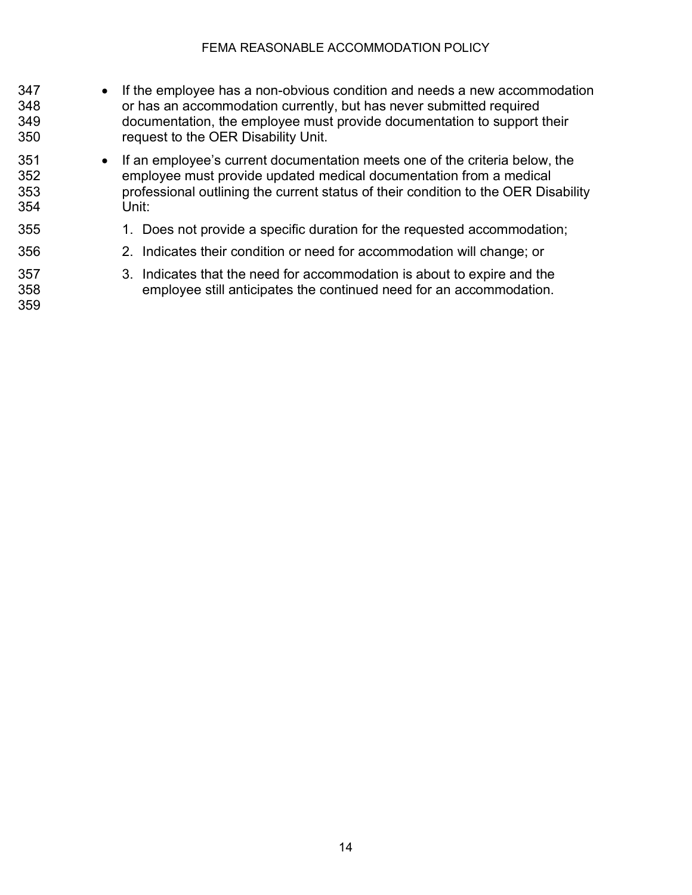- If the employee has a non-obvious condition and needs a new accommodation or has an accommodation currently, but has never submitted required documentation, the employee must provide documentation to support their request to the OER Disability Unit.
- If an employee's current documentation meets one of the criteria below, the employee must provide updated medical documentation from a medical professional outlining the current status of their condition to the OER Disability Unit:
  1. Does not provide a specific duration for the requested accommodation;
  2. Indicates their condition or need for accommodation will change; or
  3. Indicates that the need for accommodation is about to expire and the employee still anticipates the continued need for an accommodation.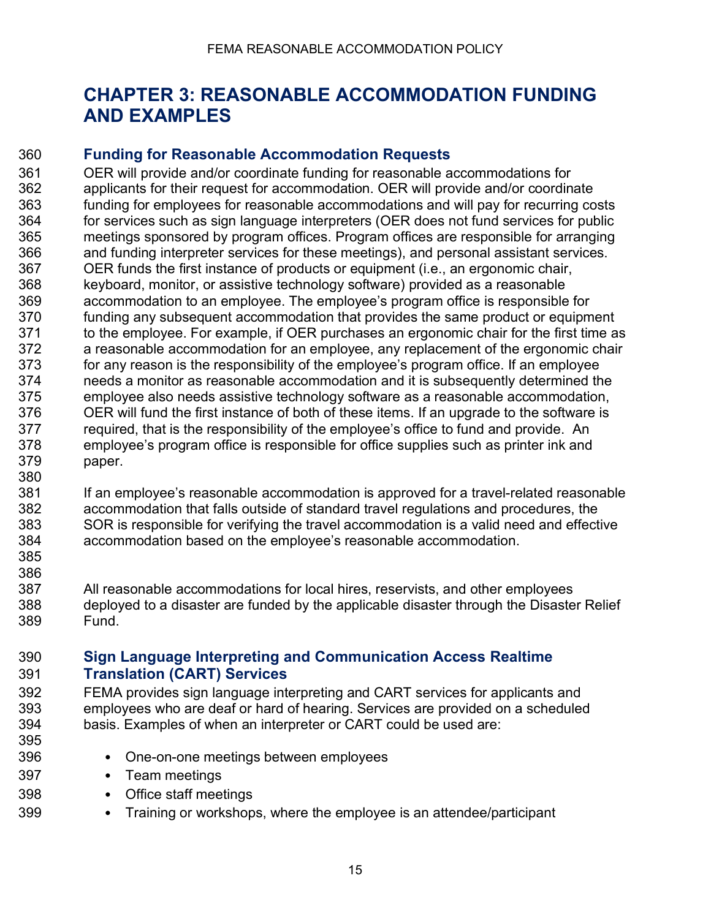# CHAPTER 3: REASONABLE ACCOMMODATION FUNDING AND EXAMPLES

## Funding for Reasonable Accommodation Requests

OER will provide and/or coordinate funding for reasonable accommodations for applicants for their request for accommodation. OER will provide and/or coordinate funding for employees for reasonable accommodations and will pay for recurring costs for services such as sign language interpreters (OER does not fund services for public meetings sponsored by program offices. Program offices are responsible for arranging and funding interpreter services for these meetings), and personal assistant services. OER funds the first instance of products or equipment (i.e., an ergonomic chair, keyboard, monitor, or assistive technology software) provided as a reasonable accommodation to an employee. The employee's program office is responsible for funding any subsequent accommodation that provides the same product or equipment to the employee. For example, if OER purchases an ergonomic chair for the first time as a reasonable accommodation for an employee, any replacement of the ergonomic chair for any reason is the responsibility of the employee's program office. If an employee needs a monitor as reasonable accommodation and it is subsequently determined the employee also needs assistive technology software as a reasonable accommodation, OER will fund the first instance of both of these items. If an upgrade to the software is required, that is the responsibility of the employee's office to fund and provide. An employee's program office is responsible for office supplies such as printer ink and paper.

If an employee's reasonable accommodation is approved for a travel-related reasonable accommodation that falls outside of standard travel regulations and procedures, the SOR is responsible for verifying the travel accommodation is a valid need and effective accommodation based on the employee's reasonable accommodation.

All reasonable accommodations for local hires, reservists, and other employees deployed to a disaster are funded by the applicable disaster through the Disaster Relief Fund.

## Sign Language Interpreting and Communication Access Realtime Translation (CART) Services

FEMA provides sign language interpreting and CART services for applicants and employees who are deaf or hard of hearing. Services are provided on a scheduled basis. Examples of when an interpreter or CART could be used are:

- One-on-one meetings between employees
- Team meetings
- Office staff meetings
- Training or workshops, where the employee is an attendee/participant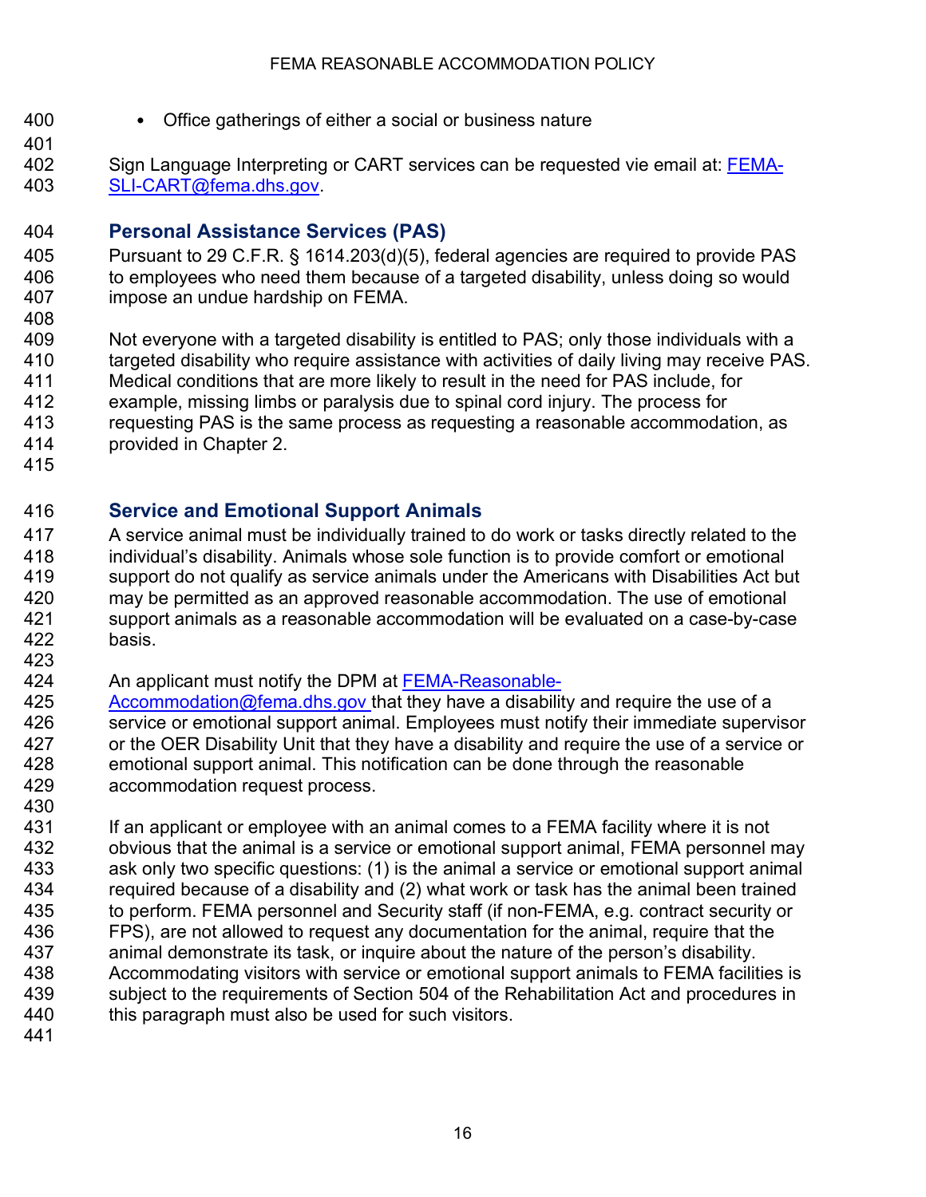- Office gatherings of either a social or business nature

Sign Language Interpreting or CART services can be requested vie email at: FEMA-SLI-CART@fema.dhs.gov.

### Personal Assistance Services (PAS)

Pursuant to 29 C.F.R. § 1614.203(d)(5), federal agencies are required to provide PAS to employees who need them because of a targeted disability, unless doing so would impose an undue hardship on FEMA.

Not everyone with a targeted disability is entitled to PAS; only those individuals with a targeted disability who require assistance with activities of daily living may receive PAS. Medical conditions that are more likely to result in the need for PAS include, for example, missing limbs or paralysis due to spinal cord injury. The process for requesting PAS is the same process as requesting a reasonable accommodation, as provided in Chapter 2.

### Service and Emotional Support Animals

A service animal must be individually trained to do work or tasks directly related to the individual's disability. Animals whose sole function is to provide comfort or emotional support do not qualify as service animals under the Americans with Disabilities Act but may be permitted as an approved reasonable accommodation. The use of emotional support animals as a reasonable accommodation will be evaluated on a case-by-case basis.

An applicant must notify the DPM at FEMA-Reasonable-Accommodation@fema.dhs.gov that they have a disability and require the use of a service or emotional support animal. Employees must notify their immediate supervisor or the OER Disability Unit that they have a disability and require the use of a service or emotional support animal. This notification can be done through the reasonable accommodation request process.

If an applicant or employee with an animal comes to a FEMA facility where it is not obvious that the animal is a service or emotional support animal, FEMA personnel may ask only two specific questions: (1) is the animal a service or emotional support animal required because of a disability and (2) what work or task has the animal been trained to perform. FEMA personnel and Security staff (if non-FEMA, e.g. contract security or FPS), are not allowed to request any documentation for the animal, require that the animal demonstrate its task, or inquire about the nature of the person's disability. Accommodating visitors with service or emotional support animals to FEMA facilities is subject to the requirements of Section 504 of the Rehabilitation Act and procedures in this paragraph must also be used for such visitors.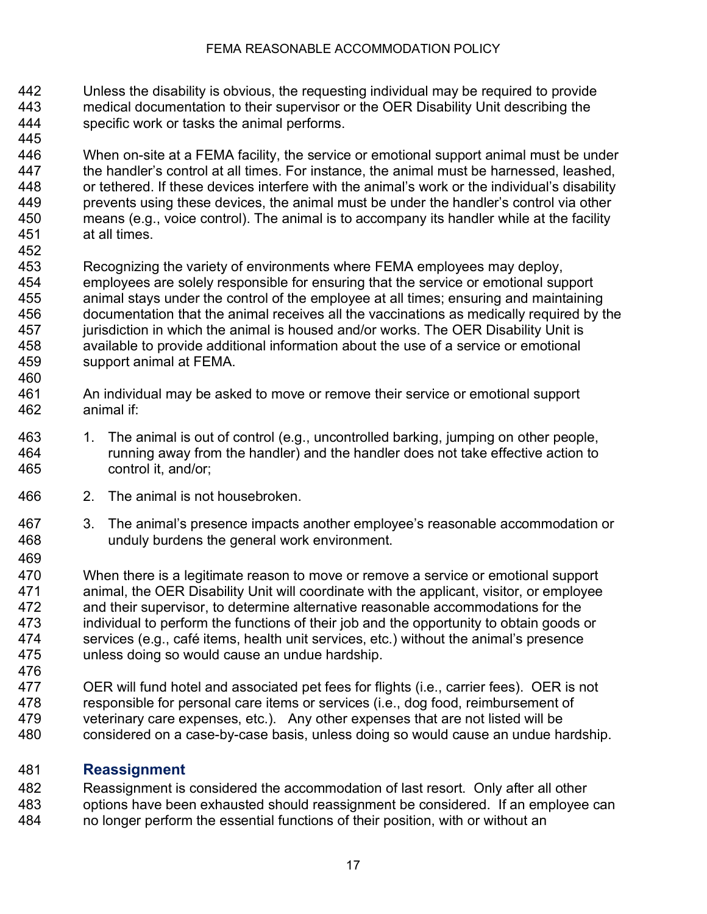Unless the disability is obvious, the requesting individual may be required to provide medical documentation to their supervisor or the OER Disability Unit describing the specific work or tasks the animal performs.

When on-site at a FEMA facility, the service or emotional support animal must be under the handler's control at all times. For instance, the animal must be harnessed, leashed, or tethered. If these devices interfere with the animal's work or the individual's disability prevents using these devices, the animal must be under the handler's control via other means (e.g., voice control). The animal is to accompany its handler while at the facility at all times.

Recognizing the variety of environments where FEMA employees may deploy, employees are solely responsible for ensuring that the service or emotional support animal stays under the control of the employee at all times; ensuring and maintaining documentation that the animal receives all the vaccinations as medically required by the jurisdiction in which the animal is housed and/or works. The OER Disability Unit is available to provide additional information about the use of a service or emotional support animal at FEMA.

An individual may be asked to move or remove their service or emotional support animal if:

1. The animal is out of control (e.g., uncontrolled barking, jumping on other people, running away from the handler) and the handler does not take effective action to control it, and/or;
2. The animal is not housebroken.
3. The animal's presence impacts another employee's reasonable accommodation or unduly burdens the general work environment.

When there is a legitimate reason to move or remove a service or emotional support animal, the OER Disability Unit will coordinate with the applicant, visitor, or employee and their supervisor, to determine alternative reasonable accommodations for the individual to perform the functions of their job and the opportunity to obtain goods or services (e.g., café items, health unit services, etc.) without the animal's presence unless doing so would cause an undue hardship.

OER will fund hotel and associated pet fees for flights (i.e., carrier fees). OER is not responsible for personal care items or services (i.e., dog food, reimbursement of veterinary care expenses, etc.). Any other expenses that are not listed will be considered on a case-by-case basis, unless doing so would cause an undue hardship.

## Reassignment

Reassignment is considered the accommodation of last resort. Only after all other options have been exhausted should reassignment be considered. If an employee can no longer perform the essential functions of their position, with or without an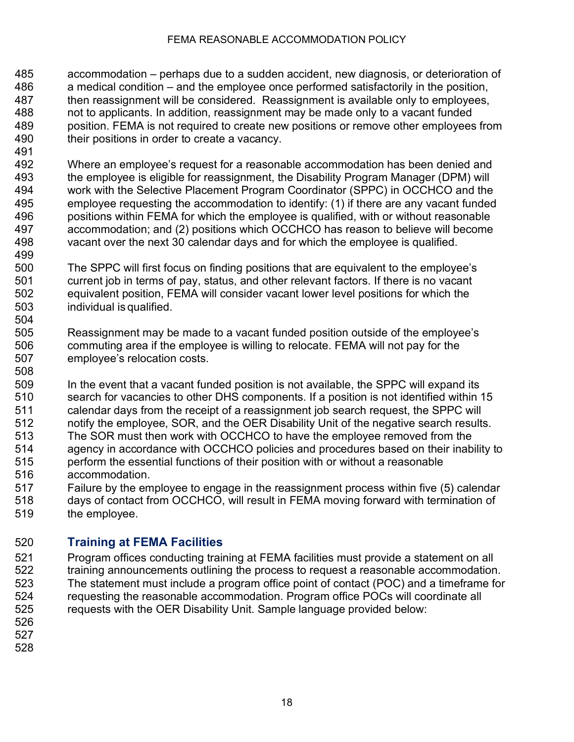accommodation – perhaps due to a sudden accident, new diagnosis, or deterioration of a medical condition – and the employee once performed satisfactorily in the position, then reassignment will be considered. Reassignment is available only to employees, not to applicants. In addition, reassignment may be made only to a vacant funded position. FEMA is not required to create new positions or remove other employees from their positions in order to create a vacancy.

Where an employee's request for a reasonable accommodation has been denied and the employee is eligible for reassignment, the Disability Program Manager (DPM) will work with the Selective Placement Program Coordinator (SPPC) in OCCHCO and the employee requesting the accommodation to identify: (1) if there are any vacant funded positions within FEMA for which the employee is qualified, with or without reasonable accommodation; and (2) positions which OCCHCO has reason to believe will become vacant over the next 30 calendar days and for which the employee is qualified.

The SPPC will first focus on finding positions that are equivalent to the employee's current job in terms of pay, status, and other relevant factors. If there is no vacant equivalent position, FEMA will consider vacant lower level positions for which the individual is qualified.

Reassignment may be made to a vacant funded position outside of the employee's commuting area if the employee is willing to relocate. FEMA will not pay for the employee's relocation costs.

In the event that a vacant funded position is not available, the SPPC will expand its search for vacancies to other DHS components. If a position is not identified within 15 calendar days from the receipt of a reassignment job search request, the SPPC will notify the employee, SOR, and the OER Disability Unit of the negative search results. The SOR must then work with OCCHCO to have the employee removed from the agency in accordance with OCCHCO policies and procedures based on their inability to perform the essential functions of their position with or without a reasonable accommodation.
Failure by the employee to engage in the reassignment process within five (5) calendar days of contact from OCCHCO, will result in FEMA moving forward with termination of the employee.

## Training at FEMA Facilities

Program offices conducting training at FEMA facilities must provide a statement on all training announcements outlining the process to request a reasonable accommodation. The statement must include a program office point of contact (POC) and a timeframe for requesting the reasonable accommodation. Program office POCs will coordinate all requests with the OER Disability Unit. Sample language provided below: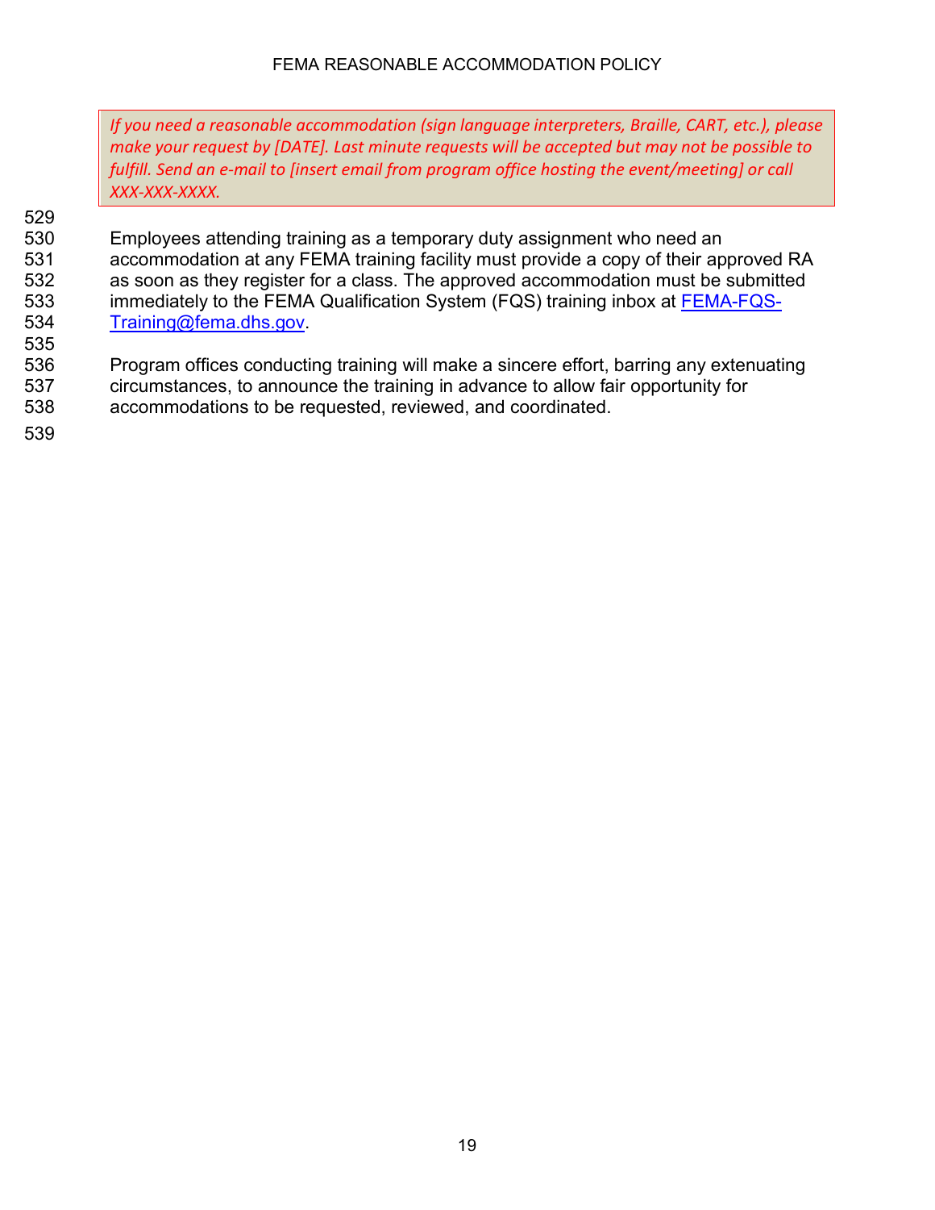> *If you need a reasonable accommodation (sign language interpreters, Braille, CART, etc.), please make your request by [DATE]. Last minute requests will be accepted but may not be possible to fulfill. Send an e-mail to [insert email from program office hosting the event/meeting] or call XXX-XXX-XXXX.*

Employees attending training as a temporary duty assignment who need an accommodation at any FEMA training facility must provide a copy of their approved RA as soon as they register for a class. The approved accommodation must be submitted immediately to the FEMA Qualification System (FQS) training inbox at [FEMA-FQS-Training@fema.dhs.gov](mailto:FEMA-FQS-Training@fema.dhs.gov).

Program offices conducting training will make a sincere effort, barring any extenuating circumstances, to announce the training in advance to allow fair opportunity for accommodations to be requested, reviewed, and coordinated.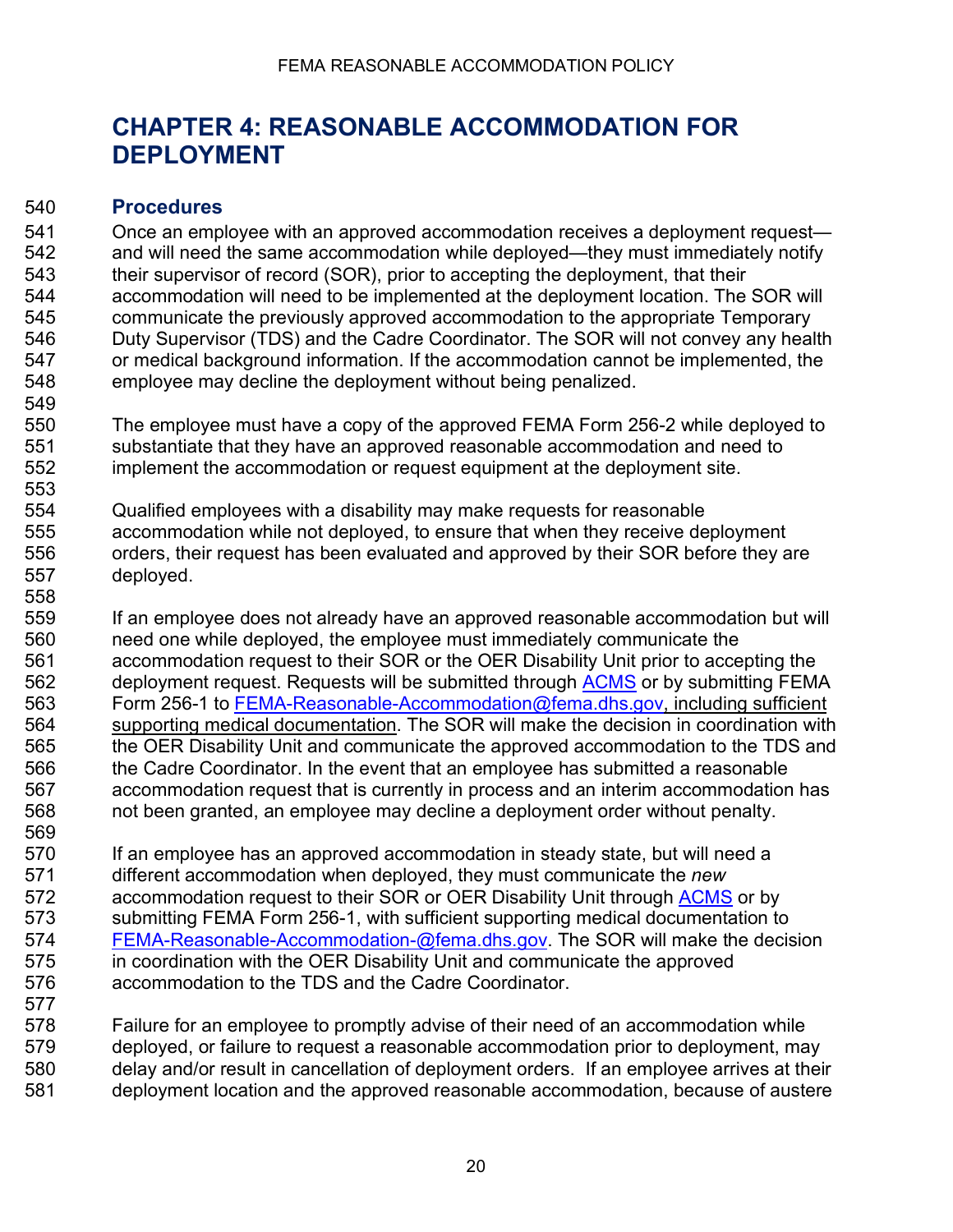# CHAPTER 4: REASONABLE ACCOMMODATION FOR DEPLOYMENT

## Procedures

Once an employee with an approved accommodation receives a deployment request—and will need the same accommodation while deployed—they must immediately notify their supervisor of record (SOR), prior to accepting the deployment, that their accommodation will need to be implemented at the deployment location. The SOR will communicate the previously approved accommodation to the appropriate Temporary Duty Supervisor (TDS) and the Cadre Coordinator. The SOR will not convey any health or medical background information. If the accommodation cannot be implemented, the employee may decline the deployment without being penalized.

The employee must have a copy of the approved FEMA Form 256-2 while deployed to substantiate that they have an approved reasonable accommodation and need to implement the accommodation or request equipment at the deployment site.

Qualified employees with a disability may make requests for reasonable accommodation while not deployed, to ensure that when they receive deployment orders, their request has been evaluated and approved by their SOR before they are deployed.

If an employee does not already have an approved reasonable accommodation but will need one while deployed, the employee must immediately communicate the accommodation request to their SOR or the OER Disability Unit prior to accepting the deployment request. Requests will be submitted through ACMS or by submitting FEMA Form 256-1 to FEMA-Reasonable-Accommodation@fema.dhs.gov, including sufficient supporting medical documentation. The SOR will make the decision in coordination with the OER Disability Unit and communicate the approved accommodation to the TDS and the Cadre Coordinator. In the event that an employee has submitted a reasonable accommodation request that is currently in process and an interim accommodation has not been granted, an employee may decline a deployment order without penalty.

If an employee has an approved accommodation in steady state, but will need a different accommodation when deployed, they must communicate the *new* accommodation request to their SOR or OER Disability Unit through ACMS or by submitting FEMA Form 256-1, with sufficient supporting medical documentation to FEMA-Reasonable-Accommodation-@fema.dhs.gov. The SOR will make the decision in coordination with the OER Disability Unit and communicate the approved accommodation to the TDS and the Cadre Coordinator.

Failure for an employee to promptly advise of their need of an accommodation while deployed, or failure to request a reasonable accommodation prior to deployment, may delay and/or result in cancellation of deployment orders. If an employee arrives at their deployment location and the approved reasonable accommodation, because of austere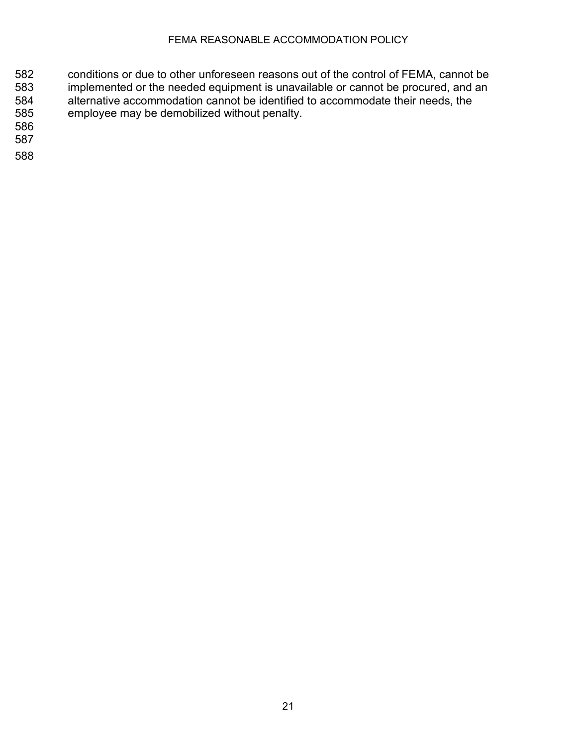conditions or due to other unforeseen reasons out of the control of FEMA, cannot be implemented or the needed equipment is unavailable or cannot be procured, and an alternative accommodation cannot be identified to accommodate their needs, the employee may be demobilized without penalty.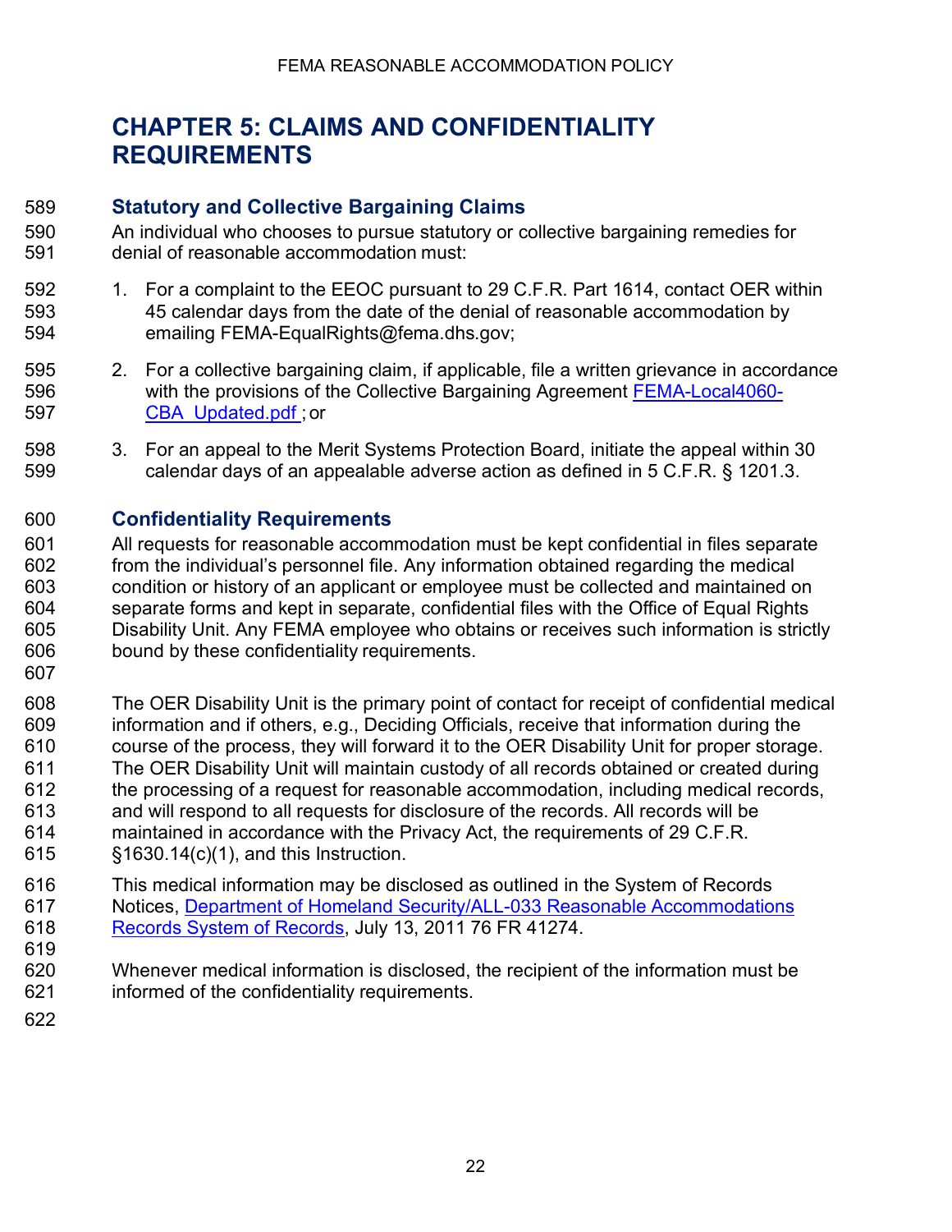# CHAPTER 5: CLAIMS AND CONFIDENTIALITY REQUIREMENTS

## Statutory and Collective Bargaining Claims

An individual who chooses to pursue statutory or collective bargaining remedies for denial of reasonable accommodation must:

1. For a complaint to the EEOC pursuant to 29 C.F.R. Part 1614, contact OER within 45 calendar days from the date of the denial of reasonable accommodation by emailing FEMA-EqualRights@fema.dhs.gov;
2. For a collective bargaining claim, if applicable, file a written grievance in accordance with the provisions of the Collective Bargaining Agreement [FEMA-Local4060-CBA_Updated.pdf](FEMA-Local4060-CBA_Updated.pdf); or
3. For an appeal to the Merit Systems Protection Board, initiate the appeal within 30 calendar days of an appealable adverse action as defined in 5 C.F.R. § 1201.3.

## Confidentiality Requirements

All requests for reasonable accommodation must be kept confidential in files separate from the individual's personnel file. Any information obtained regarding the medical condition or history of an applicant or employee must be collected and maintained on separate forms and kept in separate, confidential files with the Office of Equal Rights Disability Unit. Any FEMA employee who obtains or receives such information is strictly bound by these confidentiality requirements.

The OER Disability Unit is the primary point of contact for receipt of confidential medical information and if others, e.g., Deciding Officials, receive that information during the course of the process, they will forward it to the OER Disability Unit for proper storage. The OER Disability Unit will maintain custody of all records obtained or created during the processing of a request for reasonable accommodation, including medical records, and will respond to all requests for disclosure of the records. All records will be maintained in accordance with the Privacy Act, the requirements of 29 C.F.R. §1630.14(c)(1), and this Instruction.

This medical information may be disclosed as outlined in the System of Records Notices, [Department of Homeland Security/ALL-033 Reasonable Accommodations Records System of Records](Department of Homeland Security/ALL-033 Reasonable Accommodations Records System of Records), July 13, 2011 76 FR 41274.

Whenever medical information is disclosed, the recipient of the information must be informed of the confidentiality requirements.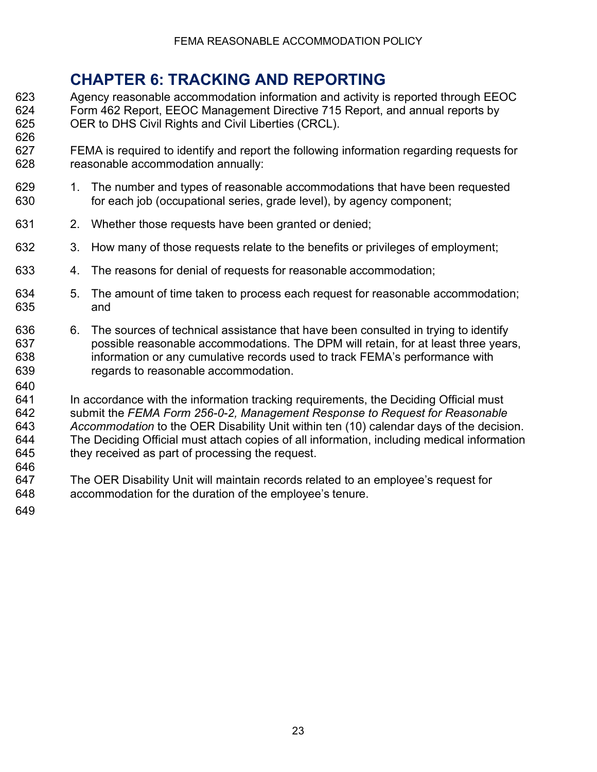# CHAPTER 6: TRACKING AND REPORTING

Agency reasonable accommodation information and activity is reported through EEOC Form 462 Report, EEOC Management Directive 715 Report, and annual reports by OER to DHS Civil Rights and Civil Liberties (CRCL).

FEMA is required to identify and report the following information regarding requests for reasonable accommodation annually:

1. The number and types of reasonable accommodations that have been requested for each job (occupational series, grade level), by agency component;
2. Whether those requests have been granted or denied;
3. How many of those requests relate to the benefits or privileges of employment;
4. The reasons for denial of requests for reasonable accommodation;
5. The amount of time taken to process each request for reasonable accommodation; and
6. The sources of technical assistance that have been consulted in trying to identify possible reasonable accommodations. The DPM will retain, for at least three years, information or any cumulative records used to track FEMA's performance with regards to reasonable accommodation.

In accordance with the information tracking requirements, the Deciding Official must submit the *FEMA Form 256-0-2, Management Response to Request for Reasonable Accommodation* to the OER Disability Unit within ten (10) calendar days of the decision. The Deciding Official must attach copies of all information, including medical information they received as part of processing the request.

The OER Disability Unit will maintain records related to an employee's request for accommodation for the duration of the employee's tenure.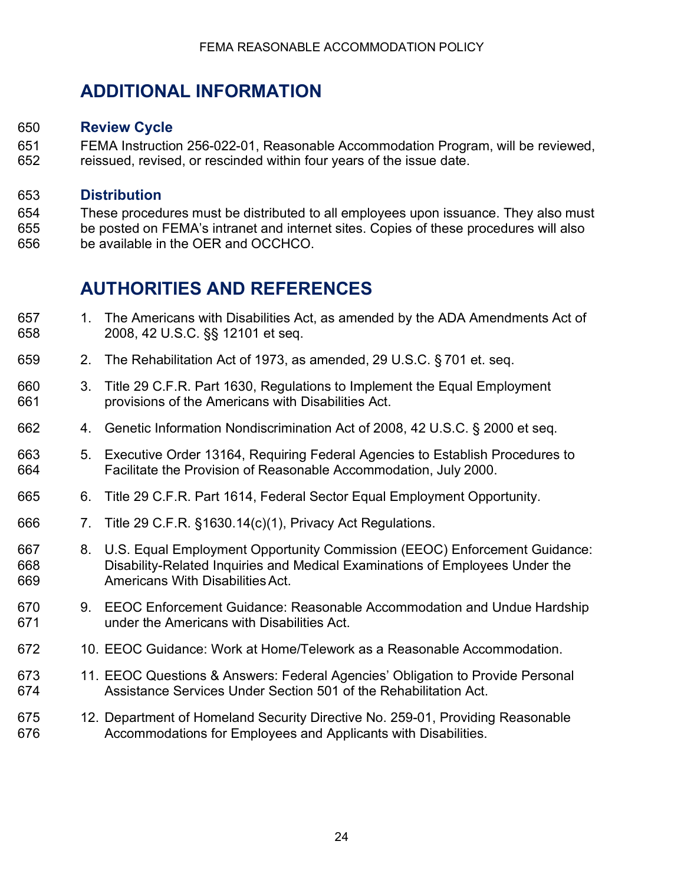# ADDITIONAL INFORMATION

## Review Cycle

FEMA Instruction 256-022-01, Reasonable Accommodation Program, will be reviewed, reissued, revised, or rescinded within four years of the issue date.

## Distribution

These procedures must be distributed to all employees upon issuance. They also must be posted on FEMA's intranet and internet sites. Copies of these procedures will also be available in the OER and OCCHCO.

# AUTHORITIES AND REFERENCES

1. The Americans with Disabilities Act, as amended by the ADA Amendments Act of 2008, 42 U.S.C. §§ 12101 et seq.
2. The Rehabilitation Act of 1973, as amended, 29 U.S.C. § 701 et. seq.
3. Title 29 C.F.R. Part 1630, Regulations to Implement the Equal Employment provisions of the Americans with Disabilities Act.
4. Genetic Information Nondiscrimination Act of 2008, 42 U.S.C. § 2000 et seq.
5. Executive Order 13164, Requiring Federal Agencies to Establish Procedures to Facilitate the Provision of Reasonable Accommodation, July 2000.
6. Title 29 C.F.R. Part 1614, Federal Sector Equal Employment Opportunity.
7. Title 29 C.F.R. §1630.14(c)(1), Privacy Act Regulations.
8. U.S. Equal Employment Opportunity Commission (EEOC) Enforcement Guidance: Disability-Related Inquiries and Medical Examinations of Employees Under the Americans With Disabilities Act.
9. EEOC Enforcement Guidance: Reasonable Accommodation and Undue Hardship under the Americans with Disabilities Act.
10. EEOC Guidance: Work at Home/Telework as a Reasonable Accommodation.
11. EEOC Questions & Answers: Federal Agencies' Obligation to Provide Personal Assistance Services Under Section 501 of the Rehabilitation Act.
12. Department of Homeland Security Directive No. 259-01, Providing Reasonable Accommodations for Employees and Applicants with Disabilities.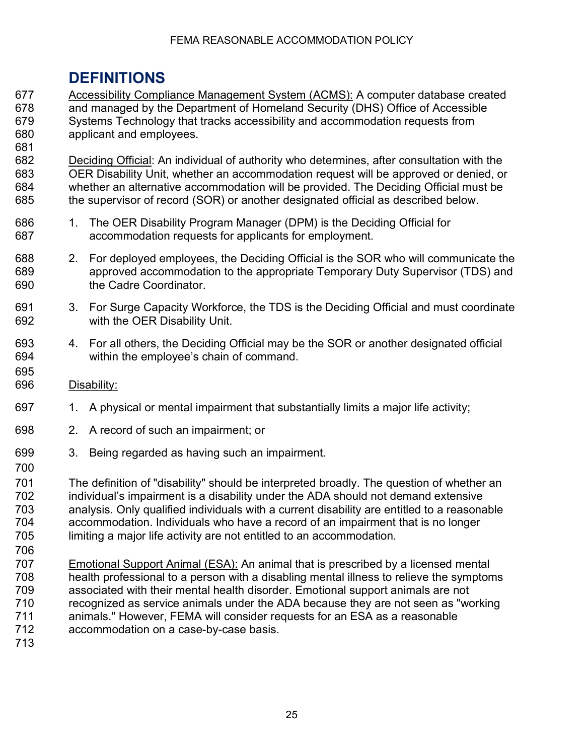## DEFINITIONS

<u>Accessibility Compliance Management System (ACMS):</u> A computer database created and managed by the Department of Homeland Security (DHS) Office of Accessible Systems Technology that tracks accessibility and accommodation requests from applicant and employees.

<u>Deciding Official</u>: An individual of authority who determines, after consultation with the OER Disability Unit, whether an accommodation request will be approved or denied, or whether an alternative accommodation will be provided. The Deciding Official must be the supervisor of record (SOR) or another designated official as described below.

1. The OER Disability Program Manager (DPM) is the Deciding Official for accommodation requests for applicants for employment.
2. For deployed employees, the Deciding Official is the SOR who will communicate the approved accommodation to the appropriate Temporary Duty Supervisor (TDS) and the Cadre Coordinator.
3. For Surge Capacity Workforce, the TDS is the Deciding Official and must coordinate with the OER Disability Unit.
4. For all others, the Deciding Official may be the SOR or another designated official within the employee's chain of command.

<u>Disability:</u>

1. A physical or mental impairment that substantially limits a major life activity;
2. A record of such an impairment; or
3. Being regarded as having such an impairment.

The definition of "disability" should be interpreted broadly. The question of whether an individual's impairment is a disability under the ADA should not demand extensive analysis. Only qualified individuals with a current disability are entitled to a reasonable accommodation. Individuals who have a record of an impairment that is no longer limiting a major life activity are not entitled to an accommodation.

<u>Emotional Support Animal (ESA):</u> An animal that is prescribed by a licensed mental health professional to a person with a disabling mental illness to relieve the symptoms associated with their mental health disorder. Emotional support animals are not recognized as service animals under the ADA because they are not seen as "working animals." However, FEMA will consider requests for an ESA as a reasonable accommodation on a case-by-case basis.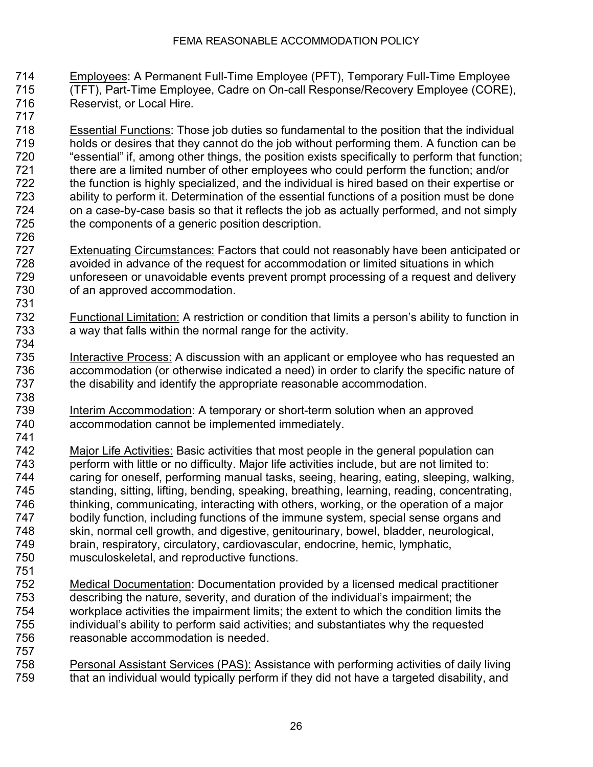Employees: A Permanent Full-Time Employee (PFT), Temporary Full-Time Employee (TFT), Part-Time Employee, Cadre on On-call Response/Recovery Employee (CORE), Reservist, or Local Hire.

Essential Functions: Those job duties so fundamental to the position that the individual holds or desires that they cannot do the job without performing them. A function can be "essential" if, among other things, the position exists specifically to perform that function; there are a limited number of other employees who could perform the function; and/or the function is highly specialized, and the individual is hired based on their expertise or ability to perform it. Determination of the essential functions of a position must be done on a case-by-case basis so that it reflects the job as actually performed, and not simply the components of a generic position description.

Extenuating Circumstances: Factors that could not reasonably have been anticipated or avoided in advance of the request for accommodation or limited situations in which unforeseen or unavoidable events prevent prompt processing of a request and delivery of an approved accommodation.

Functional Limitation: A restriction or condition that limits a person's ability to function in a way that falls within the normal range for the activity.

Interactive Process: A discussion with an applicant or employee who has requested an accommodation (or otherwise indicated a need) in order to clarify the specific nature of the disability and identify the appropriate reasonable accommodation.

Interim Accommodation: A temporary or short-term solution when an approved accommodation cannot be implemented immediately.

Major Life Activities: Basic activities that most people in the general population can perform with little or no difficulty. Major life activities include, but are not limited to: caring for oneself, performing manual tasks, seeing, hearing, eating, sleeping, walking, standing, sitting, lifting, bending, speaking, breathing, learning, reading, concentrating, thinking, communicating, interacting with others, working, or the operation of a major bodily function, including functions of the immune system, special sense organs and skin, normal cell growth, and digestive, genitourinary, bowel, bladder, neurological, brain, respiratory, circulatory, cardiovascular, endocrine, hemic, lymphatic, musculoskeletal, and reproductive functions.

Medical Documentation: Documentation provided by a licensed medical practitioner describing the nature, severity, and duration of the individual's impairment; the workplace activities the impairment limits; the extent to which the condition limits the individual's ability to perform said activities; and substantiates why the requested reasonable accommodation is needed.

Personal Assistant Services (PAS): Assistance with performing activities of daily living that an individual would typically perform if they did not have a targeted disability, and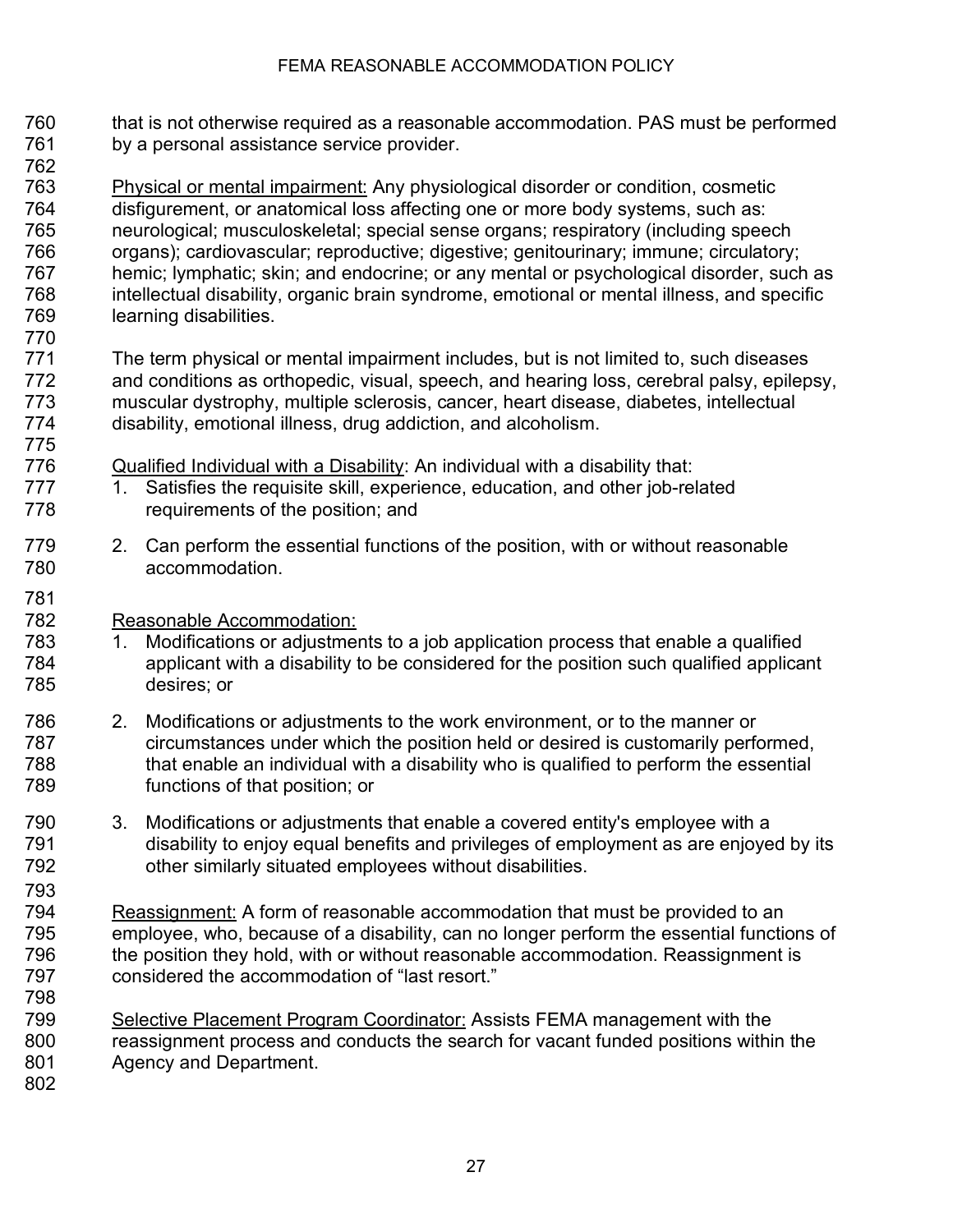that is not otherwise required as a reasonable accommodation. PAS must be performed by a personal assistance service provider.

Physical or mental impairment: Any physiological disorder or condition, cosmetic disfigurement, or anatomical loss affecting one or more body systems, such as: neurological; musculoskeletal; special sense organs; respiratory (including speech organs); cardiovascular; reproductive; digestive; genitourinary; immune; circulatory; hemic; lymphatic; skin; and endocrine; or any mental or psychological disorder, such as intellectual disability, organic brain syndrome, emotional or mental illness, and specific learning disabilities.

The term physical or mental impairment includes, but is not limited to, such diseases and conditions as orthopedic, visual, speech, and hearing loss, cerebral palsy, epilepsy, muscular dystrophy, multiple sclerosis, cancer, heart disease, diabetes, intellectual disability, emotional illness, drug addiction, and alcoholism.

Qualified Individual with a Disability: An individual with a disability that:

1. Satisfies the requisite skill, experience, education, and other job-related requirements of the position; and
2. Can perform the essential functions of the position, with or without reasonable accommodation.

Reasonable Accommodation:

1. Modifications or adjustments to a job application process that enable a qualified applicant with a disability to be considered for the position such qualified applicant desires; or
2. Modifications or adjustments to the work environment, or to the manner or circumstances under which the position held or desired is customarily performed, that enable an individual with a disability who is qualified to perform the essential functions of that position; or
3. Modifications or adjustments that enable a covered entity's employee with a disability to enjoy equal benefits and privileges of employment as are enjoyed by its other similarly situated employees without disabilities.

Reassignment: A form of reasonable accommodation that must be provided to an employee, who, because of a disability, can no longer perform the essential functions of the position they hold, with or without reasonable accommodation. Reassignment is considered the accommodation of "last resort."

Selective Placement Program Coordinator: Assists FEMA management with the reassignment process and conducts the search for vacant funded positions within the Agency and Department.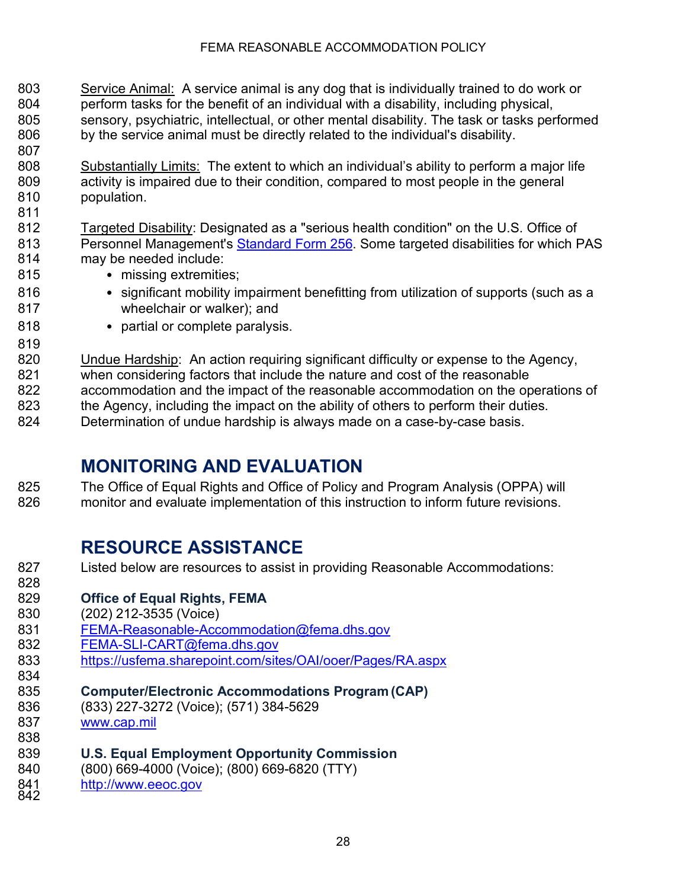Service Animal: A service animal is any dog that is individually trained to do work or perform tasks for the benefit of an individual with a disability, including physical, sensory, psychiatric, intellectual, or other mental disability. The task or tasks performed by the service animal must be directly related to the individual's disability.

Substantially Limits: The extent to which an individual's ability to perform a major life activity is impaired due to their condition, compared to most people in the general population.

Targeted Disability: Designated as a "serious health condition" on the U.S. Office of Personnel Management's [Standard Form 256](). Some targeted disabilities for which PAS may be needed include:

- missing extremities;
- significant mobility impairment benefitting from utilization of supports (such as a wheelchair or walker); and
- partial or complete paralysis.

Undue Hardship: An action requiring significant difficulty or expense to the Agency, when considering factors that include the nature and cost of the reasonable accommodation and the impact of the reasonable accommodation on the operations of the Agency, including the impact on the ability of others to perform their duties. Determination of undue hardship is always made on a case-by-case basis.

## MONITORING AND EVALUATION

The Office of Equal Rights and Office of Policy and Program Analysis (OPPA) will monitor and evaluate implementation of this instruction to inform future revisions.

## RESOURCE ASSISTANCE

Listed below are resources to assist in providing Reasonable Accommodations:

**Office of Equal Rights, FEMA**
(202) 212-3535 (Voice)
FEMA-Reasonable-Accommodation@fema.dhs.gov
FEMA-SLI-CART@fema.dhs.gov
https://usfema.sharepoint.com/sites/OAI/ooer/Pages/RA.aspx

**Computer/Electronic Accommodations Program (CAP)**
(833) 227-3272 (Voice); (571) 384-5629
www.cap.mil

**U.S. Equal Employment Opportunity Commission**
(800) 669-4000 (Voice); (800) 669-6820 (TTY)
http://www.eeoc.gov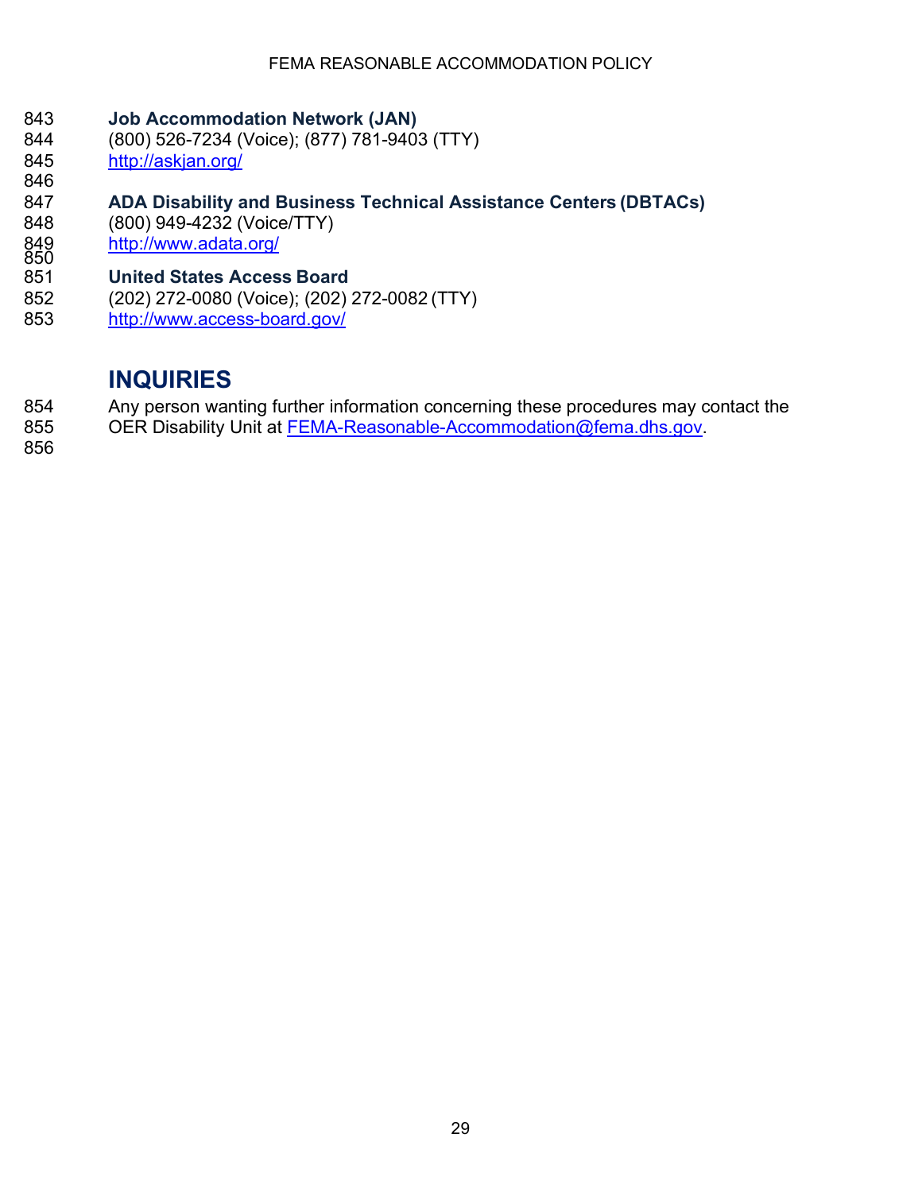**Job Accommodation Network (JAN)**
(800) 526-7234 (Voice); (877) 781-9403 (TTY)
http://askjan.org/

**ADA Disability and Business Technical Assistance Centers (DBTACs)**
(800) 949-4232 (Voice/TTY)
http://www.adata.org/

**United States Access Board**
(202) 272-0080 (Voice); (202) 272-0082 (TTY)
http://www.access-board.gov/

## INQUIRIES

Any person wanting further information concerning these procedures may contact the OER Disability Unit at FEMA-Reasonable-Accommodation@fema.dhs.gov.